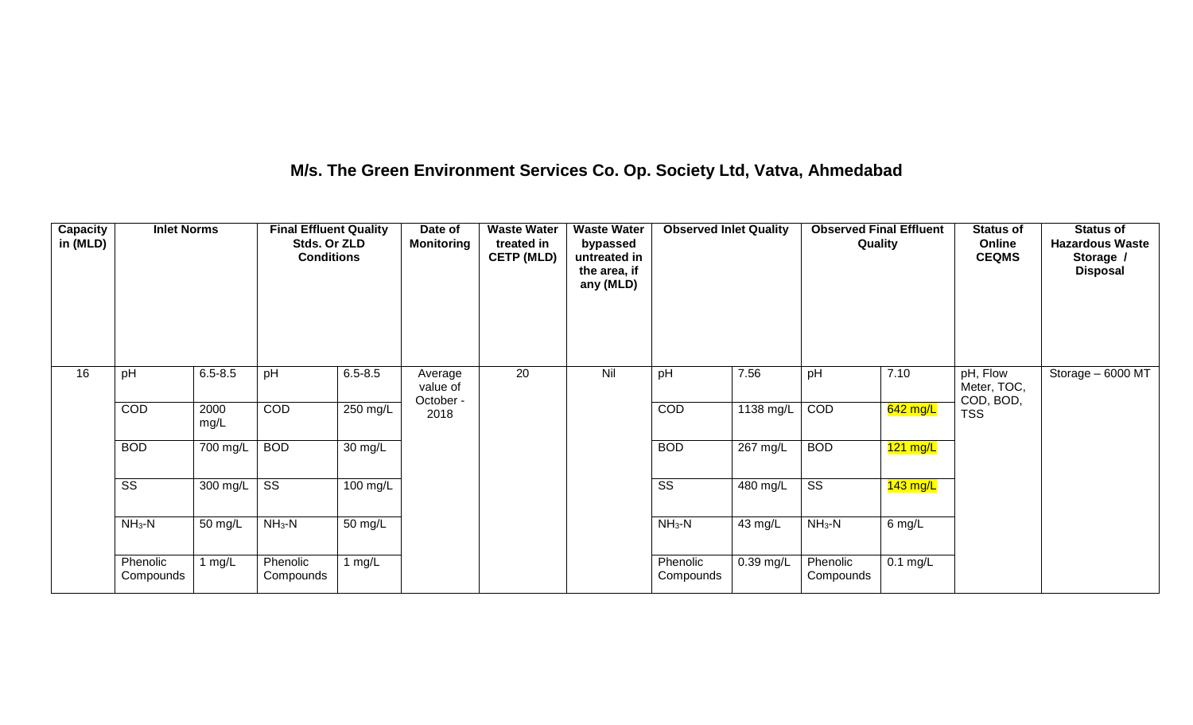# M/s. The Green Environment Services Co. Op. Society Ltd, Vatva, Ahmedabad

| Capacity in (MLD) | Inlet Norms | | Final Effluent Quality Stds. Or ZLD Conditions | | Date of Monitoring | Waste Water treated in CETP (MLD) | Waste Water bypassed untreated in the area, if any (MLD) | Observed Inlet Quality | | Observed Final Effluent Quality | | Status of Online CEQMS | Status of Hazardous Waste Storage / Disposal |
|---|---|---|---|---|---|---|---|---|---|---|---|---|---|
| 16 | pH | 6.5-8.5 | pH | 6.5-8.5 | Average value of October - 2018 | 20 | Nil | pH | 7.56 | pH | 7.10 | pH, Flow Meter, TOC, COD, BOD, TSS | Storage – 6000 MT |
| | COD | 2000 mg/L | COD | 250 mg/L | | | | COD | 1138 mg/L | COD | 642 mg/L | | |
| | BOD | 700 mg/L | BOD | 30 mg/L | | | | BOD | 267 mg/L | BOD | 121 mg/L | | |
| | SS | 300 mg/L | SS | 100 mg/L | | | | SS | 480 mg/L | SS | 143 mg/L | | |
| | $NH_3$-N | 50 mg/L | $NH_3$-N | 50 mg/L | | | | $NH_3$-N | 43 mg/L | $NH_3$-N | 6 mg/L | | |
| | Phenolic Compounds | 1 mg/L | Phenolic Compounds | 1 mg/L | | | | Phenolic Compounds | 0.39 mg/L | Phenolic Compounds | 0.1 mg/L | | |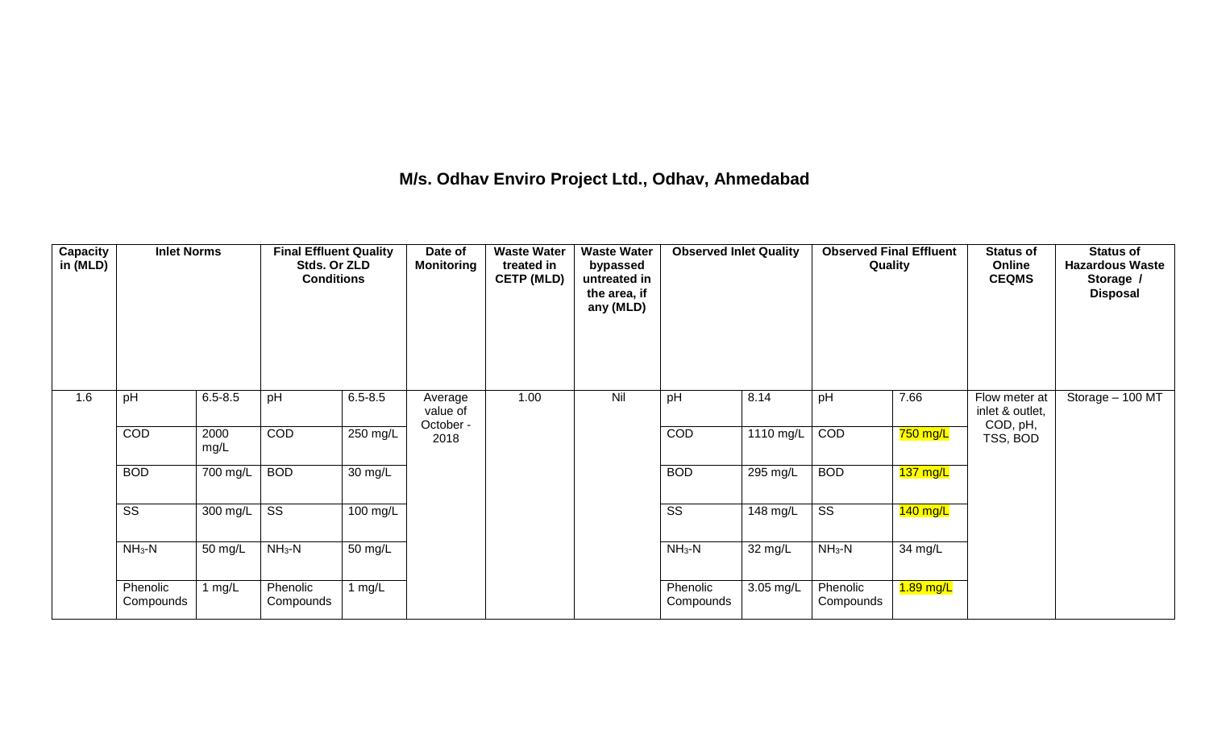## M/s. Odhav Enviro Project Ltd., Odhav, Ahmedabad

| Capacity in (MLD) | Inlet Norms | | Final Effluent Quality Stds. Or ZLD Conditions | | Date of Monitoring | Waste Water treated in CETP (MLD) | Waste Water bypassed untreated in the area, if any (MLD) | Observed Inlet Quality | | Observed Final Effluent Quality | | Status of Online CEQMS | Status of Hazardous Waste Storage / Disposal |
|---|---|---|---|---|---|---|---|---|---|---|---|---|---|
| 1.6 | pH | 6.5-8.5 | pH | 6.5-8.5 | Average value of October - 2018 | 1.00 | Nil | pH | 8.14 | pH | 7.66 | Flow meter at inlet & outlet, COD, pH, TSS, BOD | Storage – 100 MT |
| | COD | 2000 mg/L | COD | 250 mg/L | | | | COD | 1110 mg/L | COD | 750 mg/L | | |
| | BOD | 700 mg/L | BOD | 30 mg/L | | | | BOD | 295 mg/L | BOD | 137 mg/L | | |
| | SS | 300 mg/L | SS | 100 mg/L | | | | SS | 148 mg/L | SS | 140 mg/L | | |
| | $NH_3$-N | 50 mg/L | $NH_3$-N | 50 mg/L | | | | $NH_3$-N | 32 mg/L | $NH_3$-N | 34 mg/L | | |
| | Phenolic Compounds | 1 mg/L | Phenolic Compounds | 1 mg/L | | | | Phenolic Compounds | 3.05 mg/L | Phenolic Compounds | 1.89 mg/L | | |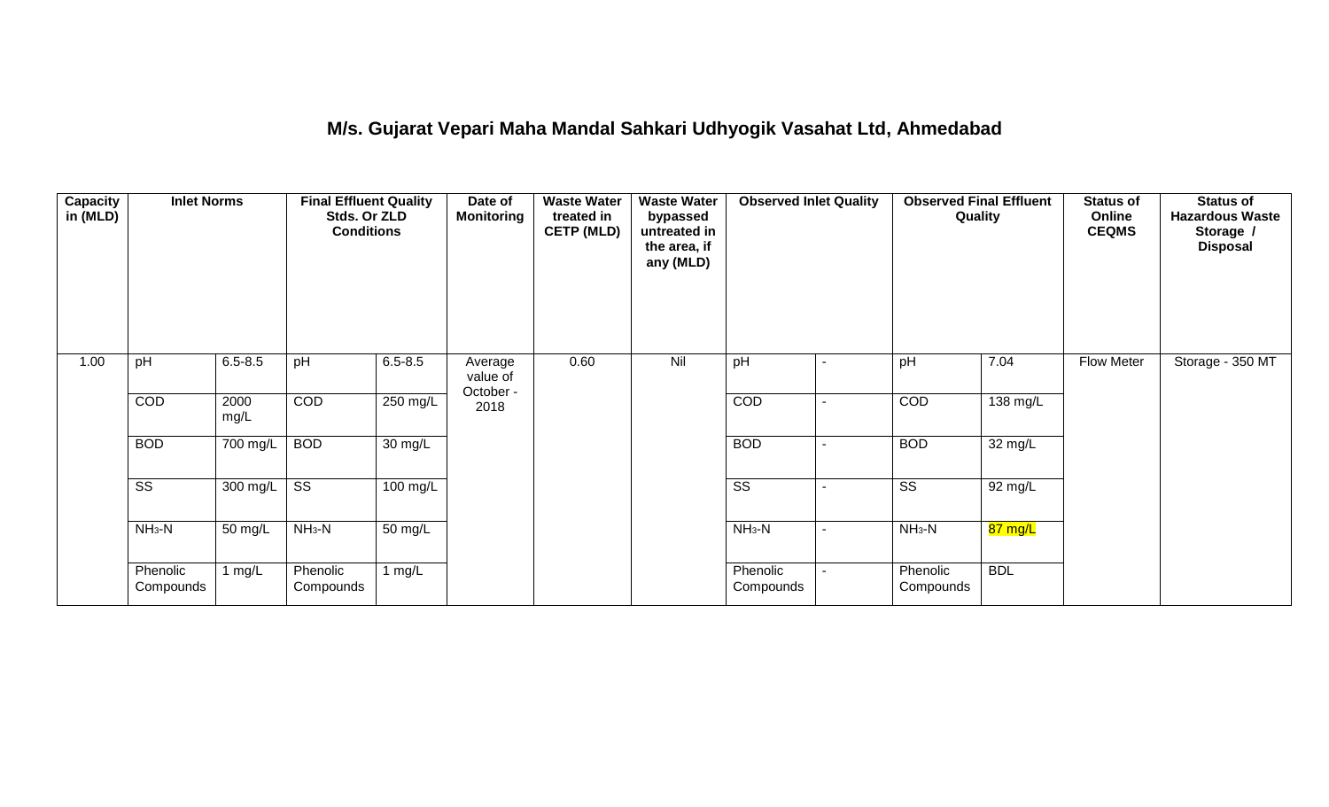# M/s. Gujarat Vepari Maha Mandal Sahkari Udhyogik Vasahat Ltd, Ahmedabad

| Capacity in (MLD) | Inlet Norms | | Final Effluent Quality Stds. Or ZLD Conditions | | Date of Monitoring | Waste Water treated in CETP (MLD) | Waste Water bypassed untreated in the area, if any (MLD) | Observed Inlet Quality | | Observed Final Effluent Quality | | Status of Online CEQMS | Status of Hazardous Waste Storage / Disposal |
|---|---|---|---|---|---|---|---|---|---|---|---|---|---|
| 1.00 | pH | 6.5-8.5 | pH | 6.5-8.5 | Average value of October - 2018 | 0.60 | Nil | pH | - | pH | 7.04 | Flow Meter | Storage - 350 MT |
| | COD | 2000 mg/L | COD | 250 mg/L | | | | COD | - | COD | 138 mg/L | | |
| | BOD | 700 mg/L | BOD | 30 mg/L | | | | BOD | - | BOD | 32 mg/L | | |
| | SS | 300 mg/L | SS | 100 mg/L | | | | SS | - | SS | 92 mg/L | | |
| | $NH_3$-N | 50 mg/L | $NH_3$-N | 50 mg/L | | | | $NH_3$-N | - | $NH_3$-N | 87 mg/L | | |
| | Phenolic Compounds | 1 mg/L | Phenolic Compounds | 1 mg/L | | | | Phenolic Compounds | - | Phenolic Compounds | BDL | | |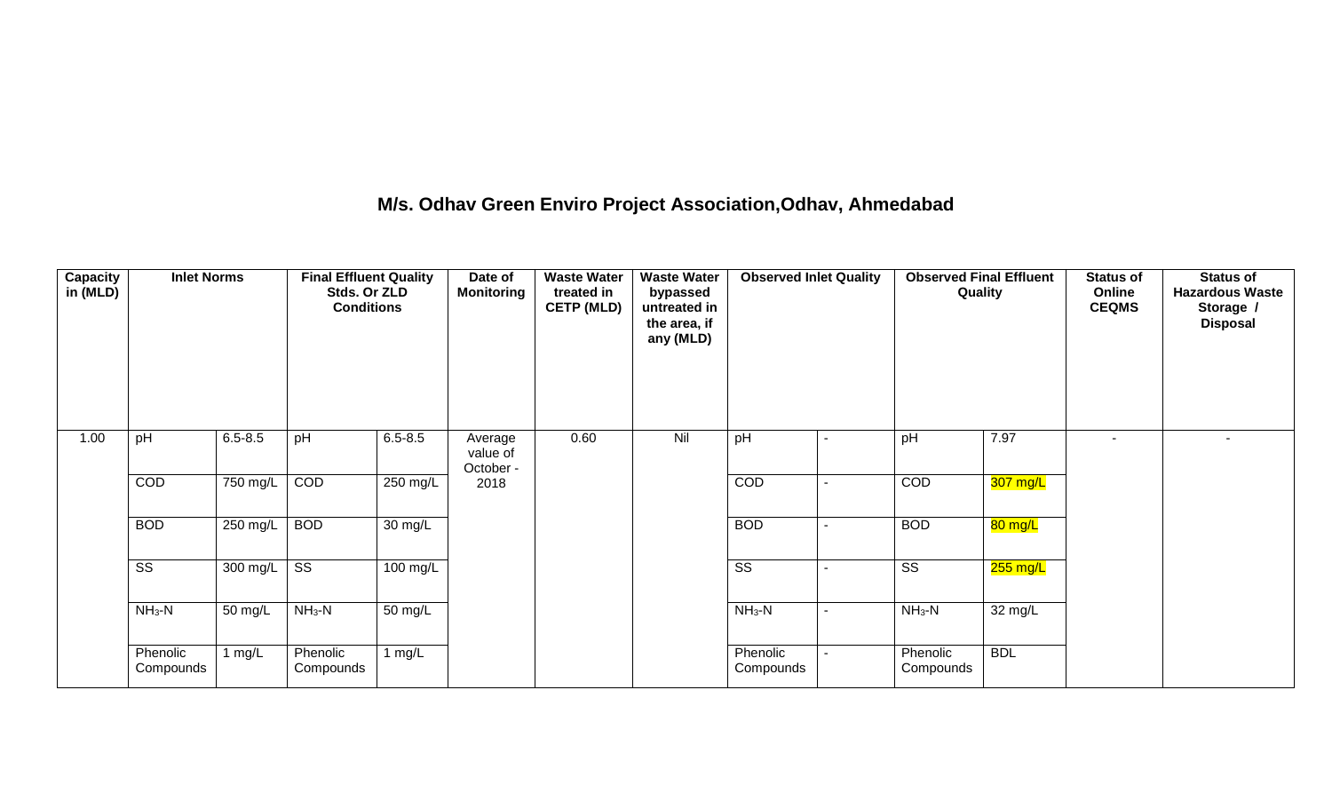## M/s. Odhav Green Enviro Project Association,Odhav, Ahmedabad

| Capacity in (MLD) | Inlet Norms | | Final Effluent Quality Stds. Or ZLD Conditions | | Date of Monitoring | Waste Water treated in CETP (MLD) | Waste Water bypassed untreated in the area, if any (MLD) | Observed Inlet Quality | | Observed Final Effluent Quality | | Status of Online CEQMS | Status of Hazardous Waste Storage / Disposal |
|---|---|---|---|---|---|---|---|---|---|---|---|---|---|
| 1.00 | pH | 6.5-8.5 | pH | 6.5-8.5 | Average value of October - 2018 | 0.60 | Nil | pH | - | pH | 7.97 | - | - |
| | COD | 750 mg/L | COD | 250 mg/L | | | | COD | - | COD | 307 mg/L | | |
| | BOD | 250 mg/L | BOD | 30 mg/L | | | | BOD | - | BOD | 80 mg/L | | |
| | SS | 300 mg/L | SS | 100 mg/L | | | | SS | - | SS | 255 mg/L | | |
| | $NH_3$-N | 50 mg/L | $NH_3$-N | 50 mg/L | | | | $NH_3$-N | - | $NH_3$-N | 32 mg/L | | |
| | Phenolic Compounds | 1 mg/L | Phenolic Compounds | 1 mg/L | | | | Phenolic Compounds | - | Phenolic Compounds | BDL | | |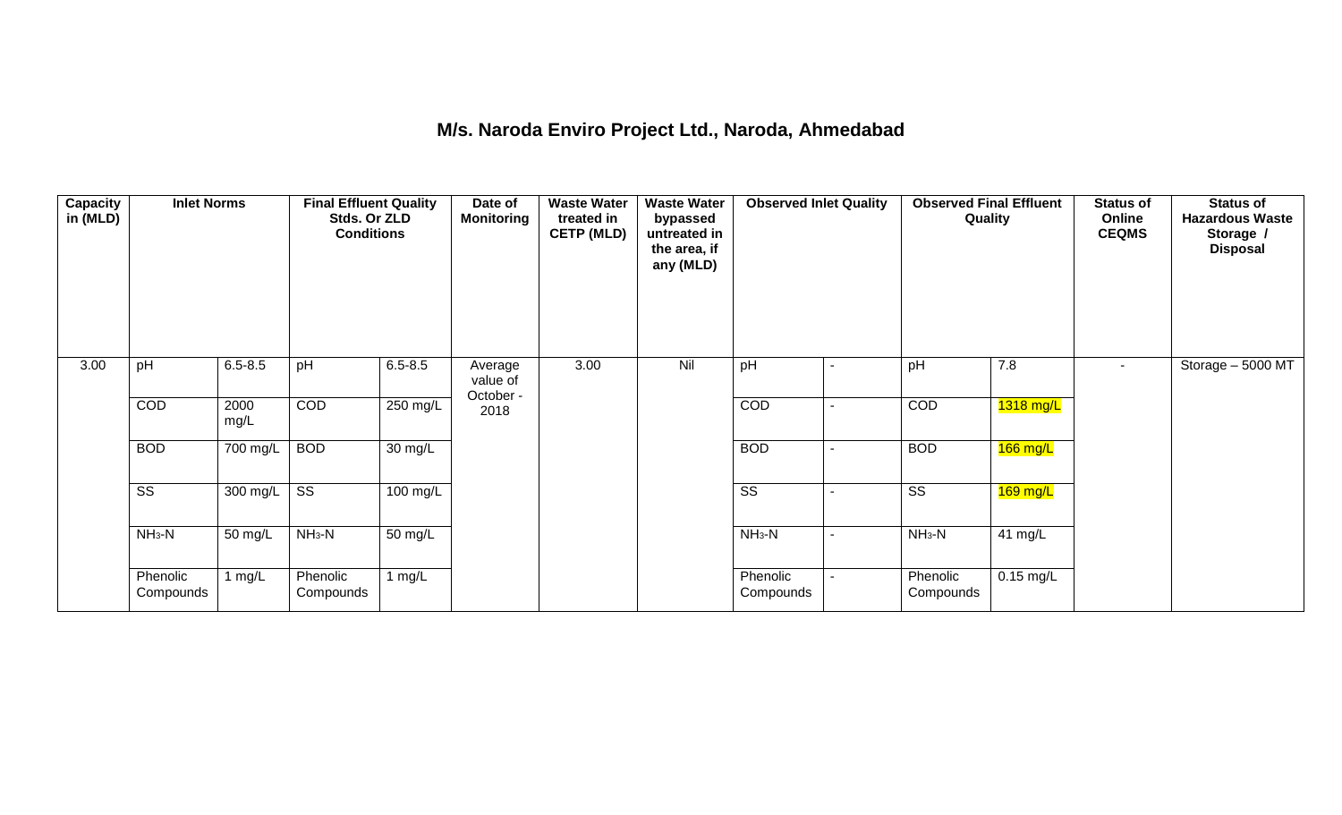# M/s. Naroda Enviro Project Ltd., Naroda, Ahmedabad

| Capacity in (MLD) | Inlet Norms | | Final Effluent Quality Stds. Or ZLD Conditions | | Date of Monitoring | Waste Water treated in CETP (MLD) | Waste Water bypassed untreated in the area, if any (MLD) | Observed Inlet Quality | | Observed Final Effluent Quality | | Status of Online CEQMS | Status of Hazardous Waste Storage / Disposal |
|---|---|---|---|---|---|---|---|---|---|---|---|---|---|
| 3.00 | pH | 6.5-8.5 | pH | 6.5-8.5 | Average value of October - 2018 | 3.00 | Nil | pH | - | pH | 7.8 | - | Storage – 5000 MT |
| | COD | 2000 mg/L | COD | 250 mg/L | | | | COD | - | COD | 1318 mg/L | | |
| | BOD | 700 mg/L | BOD | 30 mg/L | | | | BOD | - | BOD | 166 mg/L | | |
| | SS | 300 mg/L | SS | 100 mg/L | | | | SS | - | SS | 169 mg/L | | |
| | $NH_3$-N | 50 mg/L | $NH_3$-N | 50 mg/L | | | | $NH_3$-N | - | $NH_3$-N | 41 mg/L | | |
| | Phenolic Compounds | 1 mg/L | Phenolic Compounds | 1 mg/L | | | | Phenolic Compounds | - | Phenolic Compounds | 0.15 mg/L | | |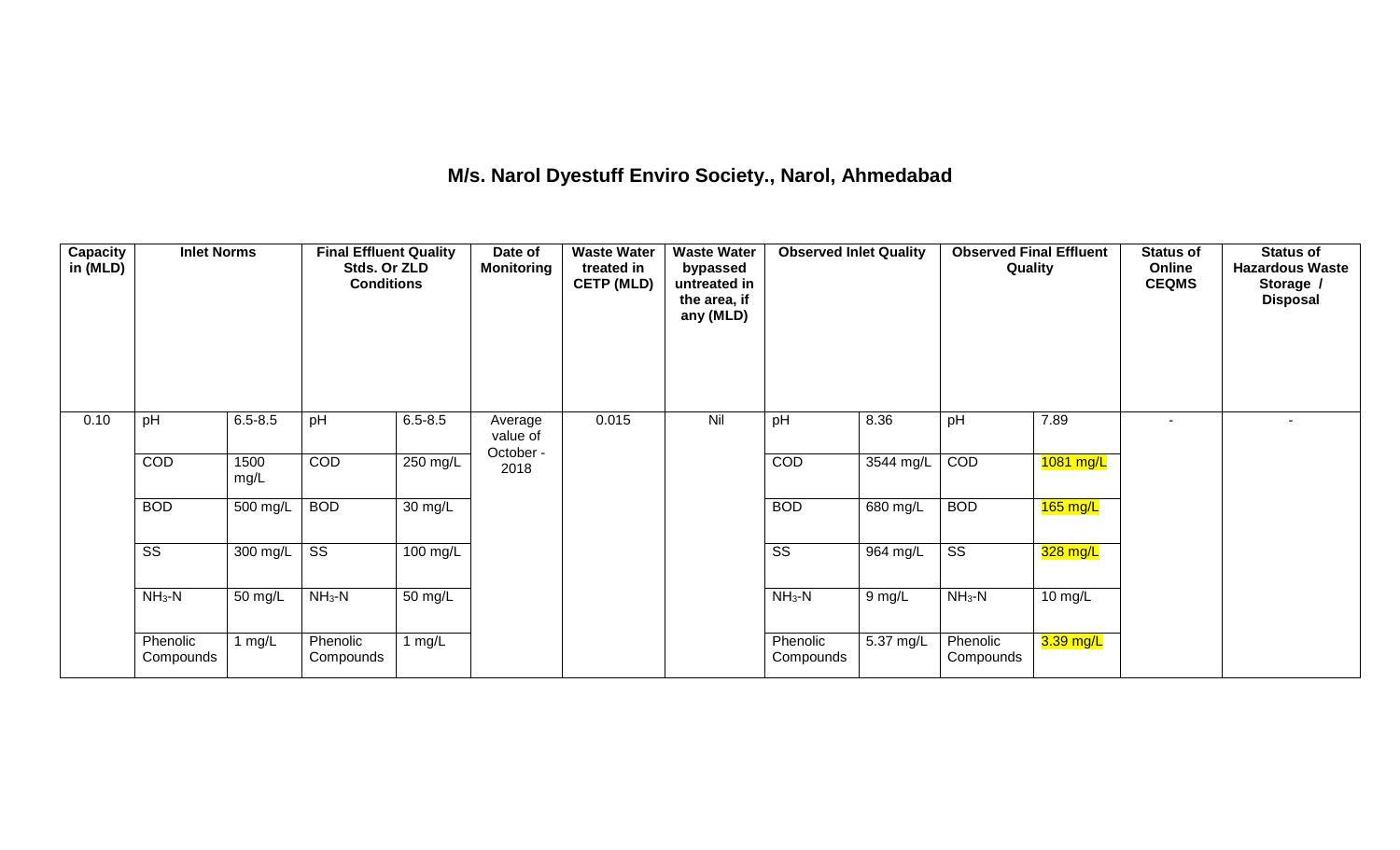# M/s. Narol Dyestuff Enviro Society., Narol, Ahmedabad

| Capacity in (MLD) | Inlet Norms | | Final Effluent Quality Stds. Or ZLD Conditions | | Date of Monitoring | Waste Water treated in CETP (MLD) | Waste Water bypassed untreated in the area, if any (MLD) | Observed Inlet Quality | | Observed Final Effluent Quality | | Status of Online CEQMS | Status of Hazardous Waste Storage / Disposal |
|---|---|---|---|---|---|---|---|---|---|---|---|---|---|
| 0.10 | pH | 6.5-8.5 | pH | 6.5-8.5 | Average value of October - 2018 | 0.015 | Nil | pH | 8.36 | pH | 7.89 | - | - |
| | COD | 1500 mg/L | COD | 250 mg/L | | | | COD | 3544 mg/L | COD | 1081 mg/L | | |
| | BOD | 500 mg/L | BOD | 30 mg/L | | | | BOD | 680 mg/L | BOD | 165 mg/L | | |
| | SS | 300 mg/L | SS | 100 mg/L | | | | SS | 964 mg/L | SS | 328 mg/L | | |
| | $NH_3$-N | 50 mg/L | $NH_3$-N | 50 mg/L | | | | $NH_3$-N | 9 mg/L | $NH_3$-N | 10 mg/L | | |
| | Phenolic Compounds | 1 mg/L | Phenolic Compounds | 1 mg/L | | | | Phenolic Compounds | 5.37 mg/L | Phenolic Compounds | 3.39 mg/L | | |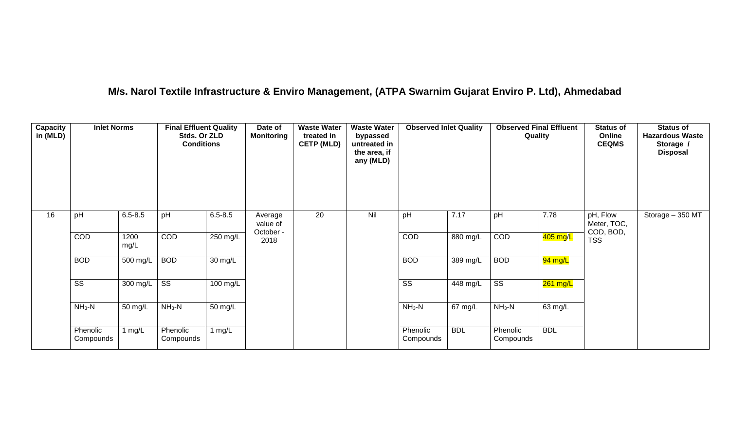## M/s. Narol Textile Infrastructure & Enviro Management, (ATPA Swarnim Gujarat Enviro P. Ltd), Ahmedabad

| Capacity in (MLD) | Inlet Norms | | Final Effluent Quality Stds. Or ZLD Conditions | | Date of Monitoring | Waste Water treated in CETP (MLD) | Waste Water bypassed untreated in the area, if any (MLD) | Observed Inlet Quality | | Observed Final Effluent Quality | | Status of Online CEQMS | Status of Hazardous Waste Storage / Disposal |
|---|---|---|---|---|---|---|---|---|---|---|---|---|---|
| 16 | pH | 6.5-8.5 | pH | 6.5-8.5 | Average value of October - 2018 | 20 | Nil | pH | 7.17 | pH | 7.78 | pH, Flow Meter, TOC, COD, BOD, TSS | Storage – 350 MT |
| | COD | 1200 mg/L | COD | 250 mg/L | | | | COD | 880 mg/L | COD | 405 mg/L | | |
| | BOD | 500 mg/L | BOD | 30 mg/L | | | | BOD | 389 mg/L | BOD | 94 mg/L | | |
| | SS | 300 mg/L | SS | 100 mg/L | | | | SS | 448 mg/L | SS | 261 mg/L | | |
| | $NH_3$-N | 50 mg/L | $NH_3$-N | 50 mg/L | | | | $NH_3$-N | 67 mg/L | $NH_3$-N | 63 mg/L | | |
| | Phenolic Compounds | 1 mg/L | Phenolic Compounds | 1 mg/L | | | | Phenolic Compounds | BDL | Phenolic Compounds | BDL | | |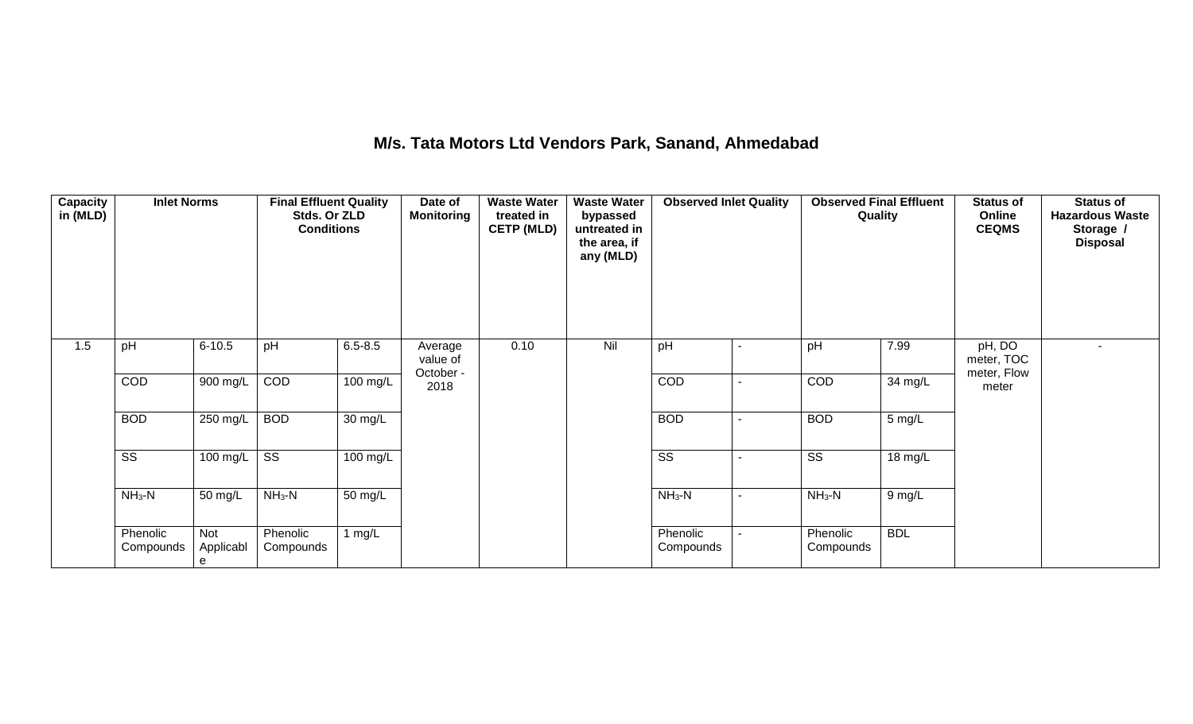# M/s. Tata Motors Ltd Vendors Park, Sanand, Ahmedabad

| Capacity in (MLD) | Inlet Norms | | Final Effluent Quality Stds. Or ZLD Conditions | | Date of Monitoring | Waste Water treated in CETP (MLD) | Waste Water bypassed untreated in the area, if any (MLD) | Observed Inlet Quality | | Observed Final Effluent Quality | | Status of Online CEQMS | Status of Hazardous Waste Storage / Disposal |
|---|---|---|---|---|---|---|---|---|---|---|---|---|---|
| 1.5 | pH | 6-10.5 | pH | 6.5-8.5 | Average value of October - 2018 | 0.10 | Nil | pH | - | pH | 7.99 | pH, DO meter, TOC meter, Flow meter | - |
| | COD | 900 mg/L | COD | 100 mg/L | | | | COD | - | COD | 34 mg/L | | |
| | BOD | 250 mg/L | BOD | 30 mg/L | | | | BOD | - | BOD | 5 mg/L | | |
| | SS | 100 mg/L | SS | 100 mg/L | | | | SS | - | SS | 18 mg/L | | |
| | $NH_3$-N | 50 mg/L | $NH_3$-N | 50 mg/L | | | | $NH_3$-N | - | $NH_3$-N | 9 mg/L | | |
| | Phenolic Compounds | Not Applicable | Phenolic Compounds | 1 mg/L | | | | Phenolic Compounds | - | Phenolic Compounds | BDL | | |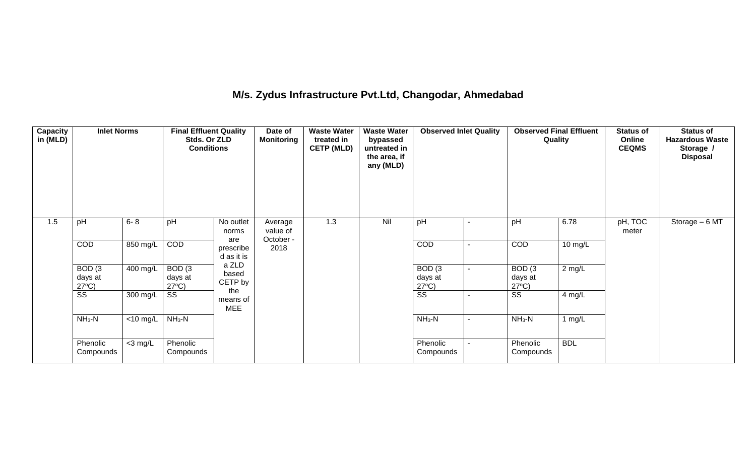## M/s. Zydus Infrastructure Pvt.Ltd, Changodar, Ahmedabad

| Capacity in (MLD) | Inlet Norms | | Final Effluent Quality Stds. Or ZLD Conditions | | Date of Monitoring | Waste Water treated in CETP (MLD) | Waste Water bypassed untreated in the area, if any (MLD) | Observed Inlet Quality | | Observed Final Effluent Quality | | Status of Online CEQMS | Status of Hazardous Waste Storage / Disposal |
|---|---|---|---|---|---|---|---|---|---|---|---|---|---|
| 1.5 | pH | 6- 8 | pH | No outlet norms are prescribed as it is a ZLD based CETP by the means of MEE | Average value of October - 2018 | 1.3 | Nil | pH | - | pH | 6.78 | pH, TOC meter | Storage – 6 MT |
| | COD | 850 mg/L | COD | | | | | COD | - | COD | 10 mg/L | | |
| | BOD (3 days at 27$^oC$) | 400 mg/L | BOD (3 days at 27$^oC$) | | | | | BOD (3 days at 27$^oC$) | - | BOD (3 days at 27$^oC$) | 2 mg/L | | |
| | SS | 300 mg/L | SS | | | | | SS | - | SS | 4 mg/L | | |
| | $NH_3$-N | <10 mg/L | $NH_3$-N | | | | | $NH_3$-N | - | $NH_3$-N | 1 mg/L | | |
| | Phenolic Compounds | <3 mg/L | Phenolic Compounds | | | | | Phenolic Compounds | - | Phenolic Compounds | BDL | | |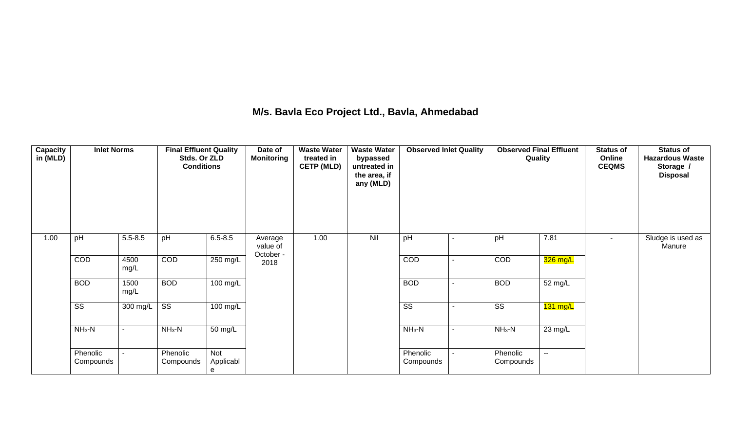## M/s. Bavla Eco Project Ltd., Bavla, Ahmedabad

| Capacity in (MLD) | Inlet Norms | | Final Effluent Quality Stds. Or ZLD Conditions | | Date of Monitoring | Waste Water treated in CETP (MLD) | Waste Water bypassed untreated in the area, if any (MLD) | Observed Inlet Quality | | Observed Final Effluent Quality | | Status of Online CEQMS | Status of Hazardous Waste Storage / Disposal |
|---|---|---|---|---|---|---|---|---|---|---|---|---|---|
| 1.00 | pH | 5.5-8.5 | pH | 6.5-8.5 | Average value of October - 2018 | 1.00 | Nil | pH | - | pH | 7.81 | - | Sludge is used as Manure |
| | COD | 4500 mg/L | COD | 250 mg/L | | | | COD | - | COD | 326 mg/L | | |
| | BOD | 1500 mg/L | BOD | 100 mg/L | | | | BOD | - | BOD | 52 mg/L | | |
| | SS | 300 mg/L | SS | 100 mg/L | | | | SS | - | SS | 131 mg/L | | |
| | $NH_3$-N | - | $NH_3$-N | 50 mg/L | | | | $NH_3$-N | - | $NH_3$-N | 23 mg/L | | |
| | Phenolic Compounds | - | Phenolic Compounds | Not Applicable | | | | Phenolic Compounds | - | Phenolic Compounds | -- | | |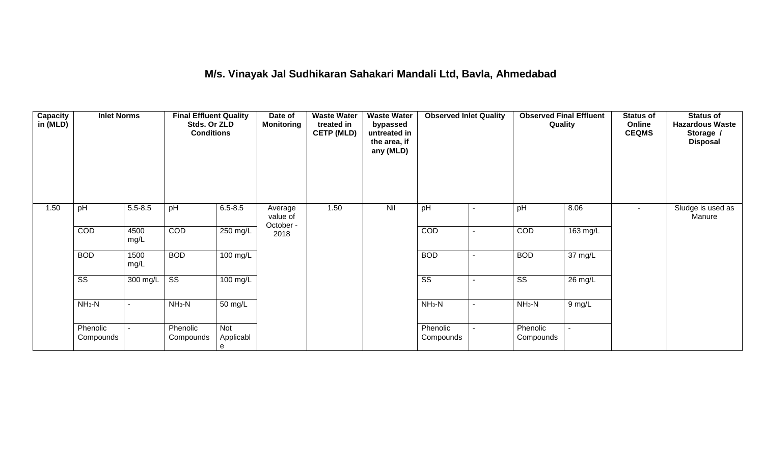# M/s. Vinayak Jal Sudhikaran Sahakari Mandali Ltd, Bavla, Ahmedabad

| Capacity in (MLD) | Inlet Norms | | Final Effluent Quality Stds. Or ZLD Conditions | | Date of Monitoring | Waste Water treated in CETP (MLD) | Waste Water bypassed untreated in the area, if any (MLD) | Observed Inlet Quality | | Observed Final Effluent Quality | | Status of Online CEQMS | Status of Hazardous Waste Storage / Disposal |
|---|---|---|---|---|---|---|---|---|---|---|---|---|---|
| 1.50 | pH | 5.5-8.5 | pH | 6.5-8.5 | Average value of October - 2018 | 1.50 | Nil | pH | - | pH | 8.06 | - | Sludge is used as Manure |
| | COD | 4500 mg/L | COD | 250 mg/L | | | | COD | - | COD | 163 mg/L | | |
| | BOD | 1500 mg/L | BOD | 100 mg/L | | | | BOD | - | BOD | 37 mg/L | | |
| | SS | 300 mg/L | SS | 100 mg/L | | | | SS | - | SS | 26 mg/L | | |
| | $NH_3$-N | - | $NH_3$-N | 50 mg/L | | | | $NH_3$-N | - | $NH_3$-N | 9 mg/L | | |
| | Phenolic Compounds | - | Phenolic Compounds | Not Applicable | | | | Phenolic Compounds | - | Phenolic Compounds | - | | |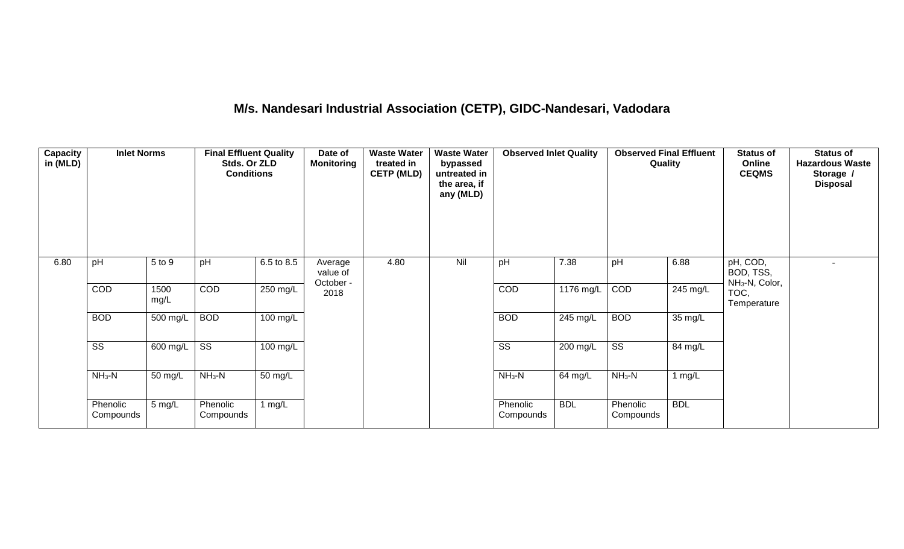# M/s. Nandesari Industrial Association (CETP), GIDC-Nandesari, Vadodara

| Capacity in (MLD) | Inlet Norms | | Final Effluent Quality Stds. Or ZLD Conditions | | Date of Monitoring | Waste Water treated in CETP (MLD) | Waste Water bypassed untreated in the area, if any (MLD) | Observed Inlet Quality | | Observed Final Effluent Quality | | Status of Online CEQMS | Status of Hazardous Waste Storage / Disposal |
|---|---|---|---|---|---|---|---|---|---|---|---|---|---|
| 6.80 | pH | 5 to 9 | pH | 6.5 to 8.5 | Average value of October - 2018 | 4.80 | Nil | pH | 7.38 | pH | 6.88 | pH, COD, BOD, TSS, $NH_3$-N, Color, TOC, Temperature | - |
| | COD | 1500 mg/L | COD | 250 mg/L | | | | COD | 1176 mg/L | COD | 245 mg/L | | |
| | BOD | 500 mg/L | BOD | 100 mg/L | | | | BOD | 245 mg/L | BOD | 35 mg/L | | |
| | SS | 600 mg/L | SS | 100 mg/L | | | | SS | 200 mg/L | SS | 84 mg/L | | |
| | $NH_3$-N | 50 mg/L | $NH_3$-N | 50 mg/L | | | | $NH_3$-N | 64 mg/L | $NH_3$-N | 1 mg/L | | |
| | Phenolic Compounds | 5 mg/L | Phenolic Compounds | 1 mg/L | | | | Phenolic Compounds | BDL | Phenolic Compounds | BDL | | |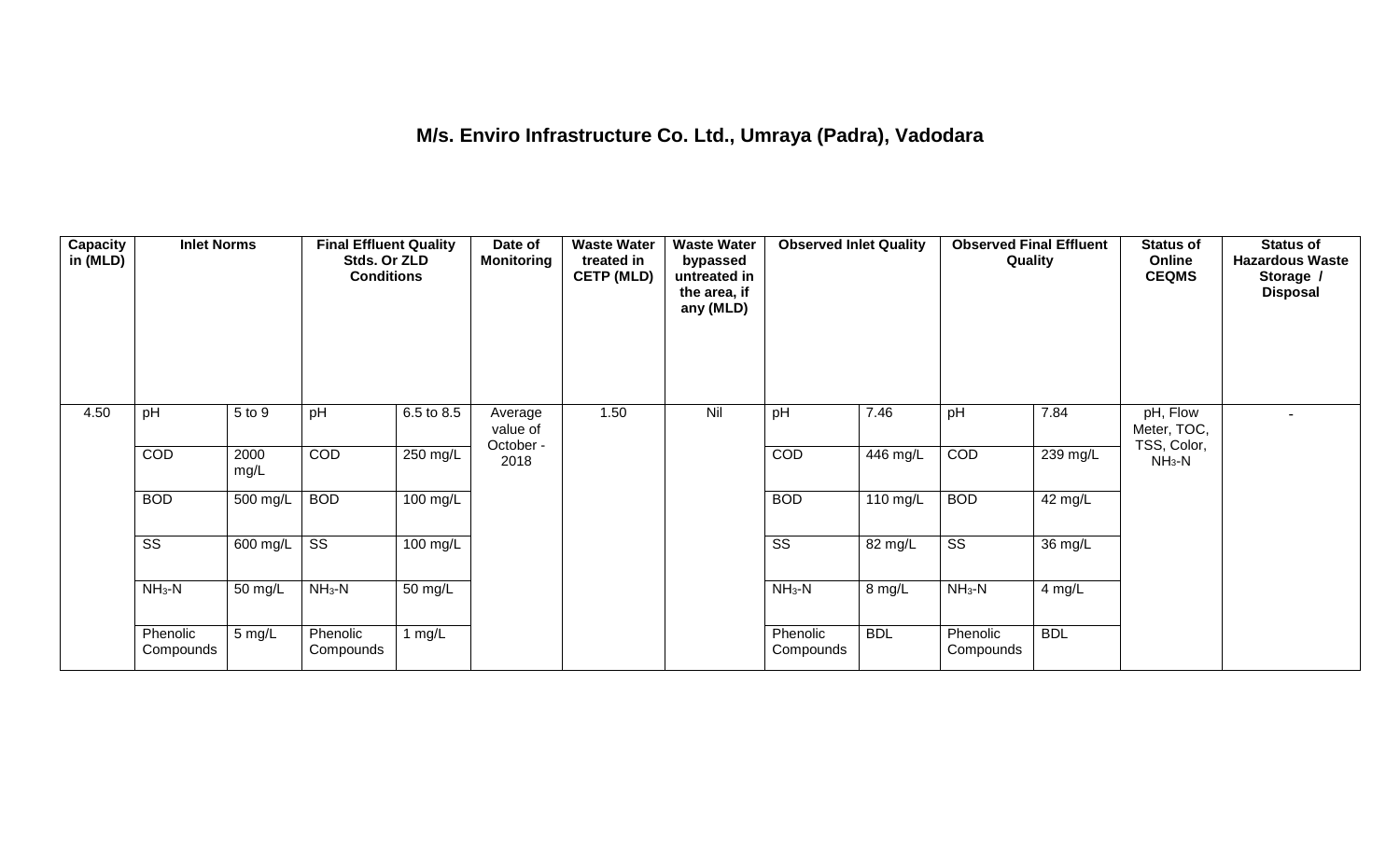# M/s. Enviro Infrastructure Co. Ltd., Umraya (Padra), Vadodara

| Capacity in (MLD) | Inlet Norms | | Final Effluent Quality Stds. Or ZLD Conditions | | Date of Monitoring | Waste Water treated in CETP (MLD) | Waste Water bypassed untreated in the area, if any (MLD) | Observed Inlet Quality | | Observed Final Effluent Quality | | Status of Online CEQMS | Status of Hazardous Waste Storage / Disposal |
|---|---|---|---|---|---|---|---|---|---|---|---|---|---|
| 4.50 | pH | 5 to 9 | pH | 6.5 to 8.5 | Average value of October - 2018 | 1.50 | Nil | pH | 7.46 | pH | 7.84 | pH, Flow Meter, TOC, TSS, Color, $NH_3$-N | - |
| | COD | 2000 mg/L | COD | 250 mg/L | | | | COD | 446 mg/L | COD | 239 mg/L | | |
| | BOD | 500 mg/L | BOD | 100 mg/L | | | | BOD | 110 mg/L | BOD | 42 mg/L | | |
| | SS | 600 mg/L | SS | 100 mg/L | | | | SS | 82 mg/L | SS | 36 mg/L | | |
| | $NH_3$-N | 50 mg/L | $NH_3$-N | 50 mg/L | | | | $NH_3$-N | 8 mg/L | $NH_3$-N | 4 mg/L | | |
| | Phenolic Compounds | 5 mg/L | Phenolic Compounds | 1 mg/L | | | | Phenolic Compounds | BDL | Phenolic Compounds | BDL | | |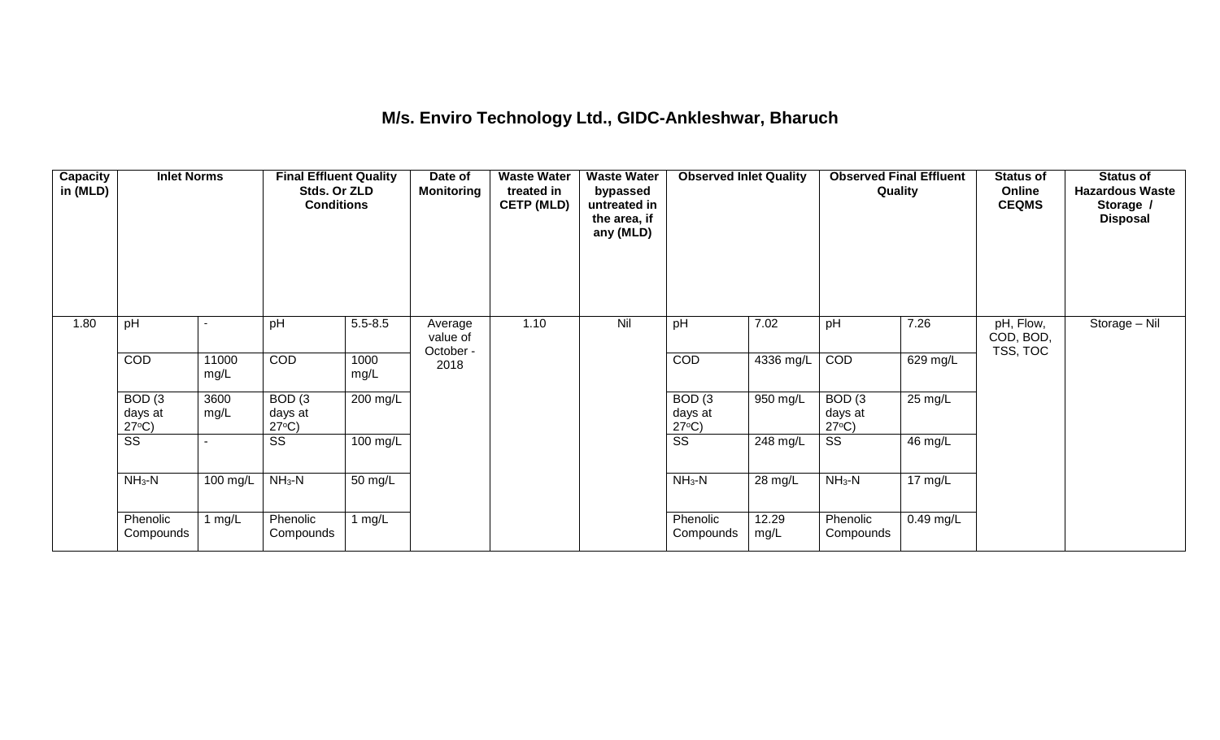# M/s. Enviro Technology Ltd., GIDC-Ankleshwar, Bharuch

| Capacity in (MLD) | Inlet Norms | | Final Effluent Quality Stds. Or ZLD Conditions | | Date of Monitoring | Waste Water treated in CETP (MLD) | Waste Water bypassed untreated in the area, if any (MLD) | Observed Inlet Quality | | Observed Final Effluent Quality | | Status of Online CEQMS | Status of Hazardous Waste Storage / Disposal |
|---|---|---|---|---|---|---|---|---|---|---|---|---|---|
| 1.80 | pH | - | pH | 5.5-8.5 | Average value of October - 2018 | 1.10 | Nil | pH | 7.02 | pH | 7.26 | pH, Flow, COD, BOD, TSS, TOC | Storage – Nil |
| | COD | 11000 mg/L | COD | 1000 mg/L | | | | COD | 4336 mg/L | COD | 629 mg/L | | |
| | BOD (3 days at 27°C) | 3600 mg/L | BOD (3 days at 27°C) | 200 mg/L | | | | BOD (3 days at 27°C) | 950 mg/L | BOD (3 days at 27°C) | 25 mg/L | | |
| | SS | - | SS | 100 mg/L | | | | SS | 248 mg/L | SS | 46 mg/L | | |
| | $NH_3$-N | 100 mg/L | $NH_3$-N | 50 mg/L | | | | $NH_3$-N | 28 mg/L | $NH_3$-N | 17 mg/L | | |
| | Phenolic Compounds | 1 mg/L | Phenolic Compounds | 1 mg/L | | | | Phenolic Compounds | 12.29 mg/L | Phenolic Compounds | 0.49 mg/L | | |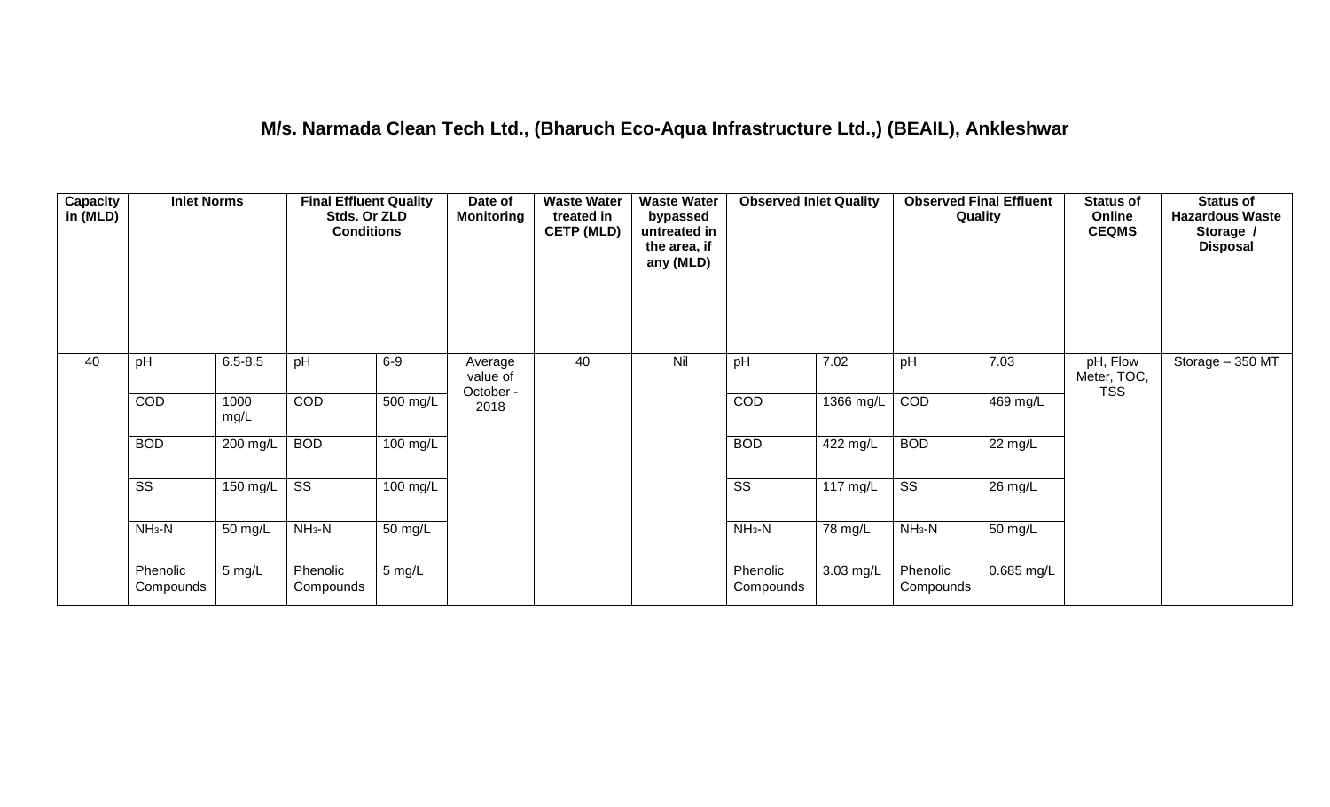## M/s. Narmada Clean Tech Ltd., (Bharuch Eco-Aqua Infrastructure Ltd.,) (BEAIL), Ankleshwar

| Capacity in (MLD) | Inlet Norms | | Final Effluent Quality Stds. Or ZLD Conditions | | Date of Monitoring | Waste Water treated in CETP (MLD) | Waste Water bypassed untreated in the area, if any (MLD) | Observed Inlet Quality | | Observed Final Effluent Quality | | Status of Online CEQMS | Status of Hazardous Waste Storage / Disposal |
|---|---|---|---|---|---|---|---|---|---|---|---|---|---|
| 40 | pH | 6.5-8.5 | pH | 6-9 | Average value of October - 2018 | 40 | Nil | pH | 7.02 | pH | 7.03 | pH, Flow Meter, TOC, TSS | Storage – 350 MT |
| | COD | 1000 mg/L | COD | 500 mg/L | | | | COD | 1366 mg/L | COD | 469 mg/L | | |
| | BOD | 200 mg/L | BOD | 100 mg/L | | | | BOD | 422 mg/L | BOD | 22 mg/L | | |
| | SS | 150 mg/L | SS | 100 mg/L | | | | SS | 117 mg/L | SS | 26 mg/L | | |
| | $NH_3$-N | 50 mg/L | $NH_3$-N | 50 mg/L | | | | $NH_3$-N | 78 mg/L | $NH_3$-N | 50 mg/L | | |
| | Phenolic Compounds | 5 mg/L | Phenolic Compounds | 5 mg/L | | | | Phenolic Compounds | 3.03 mg/L | Phenolic Compounds | 0.685 mg/L | | |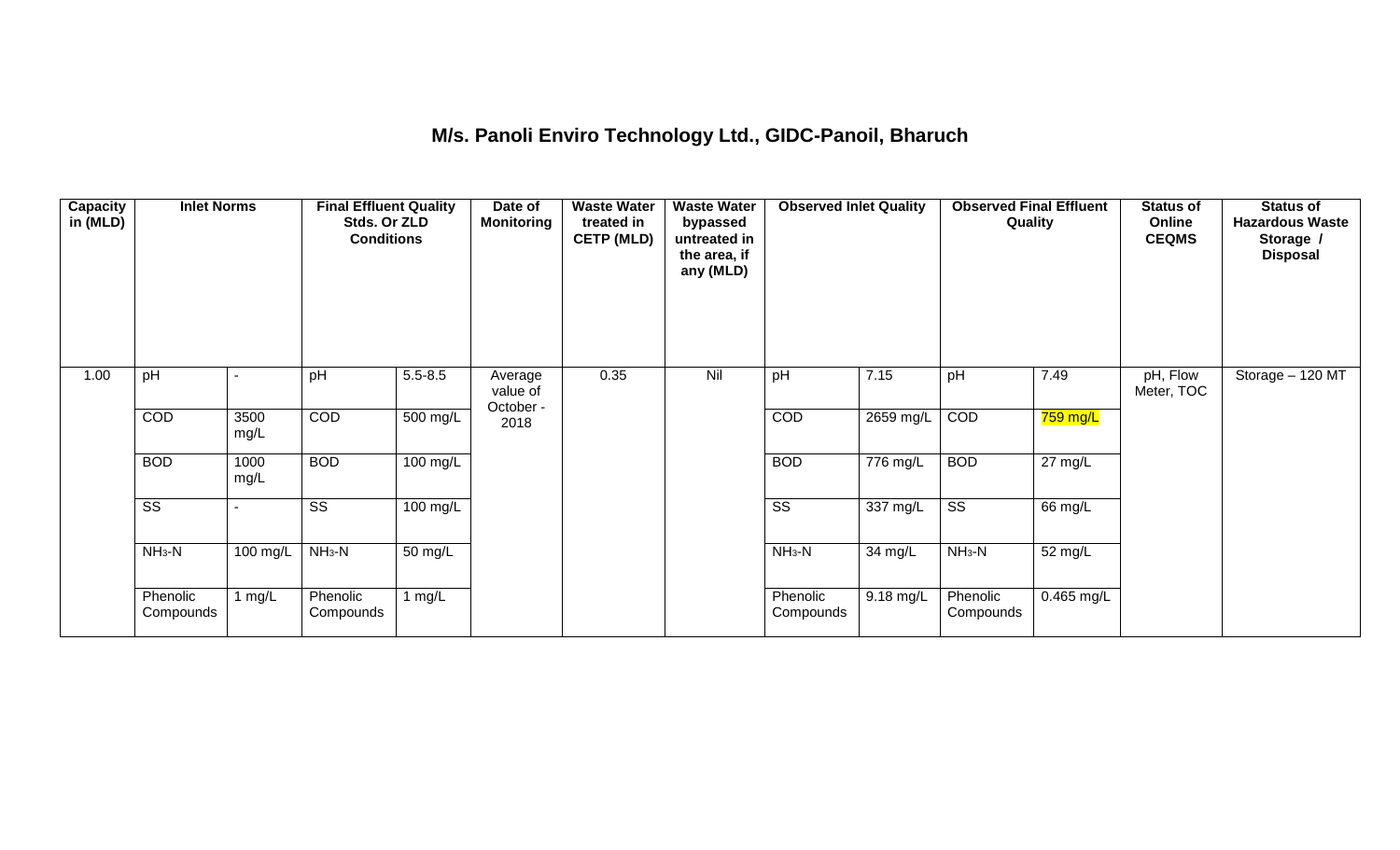# M/s. Panoli Enviro Technology Ltd., GIDC-Panoil, Bharuch

| Capacity in (MLD) | Inlet Norms | | Final Effluent Quality Stds. Or ZLD Conditions | | Date of Monitoring | Waste Water treated in CETP (MLD) | Waste Water bypassed untreated in the area, if any (MLD) | Observed Inlet Quality | | Observed Final Effluent Quality | | Status of Online CEQMS | Status of Hazardous Waste Storage / Disposal |
|---|---|---|---|---|---|---|---|---|---|---|---|---|---|
| 1.00 | pH | - | pH | 5.5-8.5 | Average value of October - 2018 | 0.35 | Nil | pH | 7.15 | pH | 7.49 | pH, Flow Meter, TOC | Storage – 120 MT |
| | COD | 3500 mg/L | COD | 500 mg/L | | | | COD | 2659 mg/L | COD | 759 mg/L | | |
| | BOD | 1000 mg/L | BOD | 100 mg/L | | | | BOD | 776 mg/L | BOD | 27 mg/L | | |
| | SS | - | SS | 100 mg/L | | | | SS | 337 mg/L | SS | 66 mg/L | | |
| | $NH_3$-N | 100 mg/L | $NH_3$-N | 50 mg/L | | | | $NH_3$-N | 34 mg/L | $NH_3$-N | 52 mg/L | | |
| | Phenolic Compounds | 1 mg/L | Phenolic Compounds | 1 mg/L | | | | Phenolic Compounds | 9.18 mg/L | Phenolic Compounds | 0.465 mg/L | | |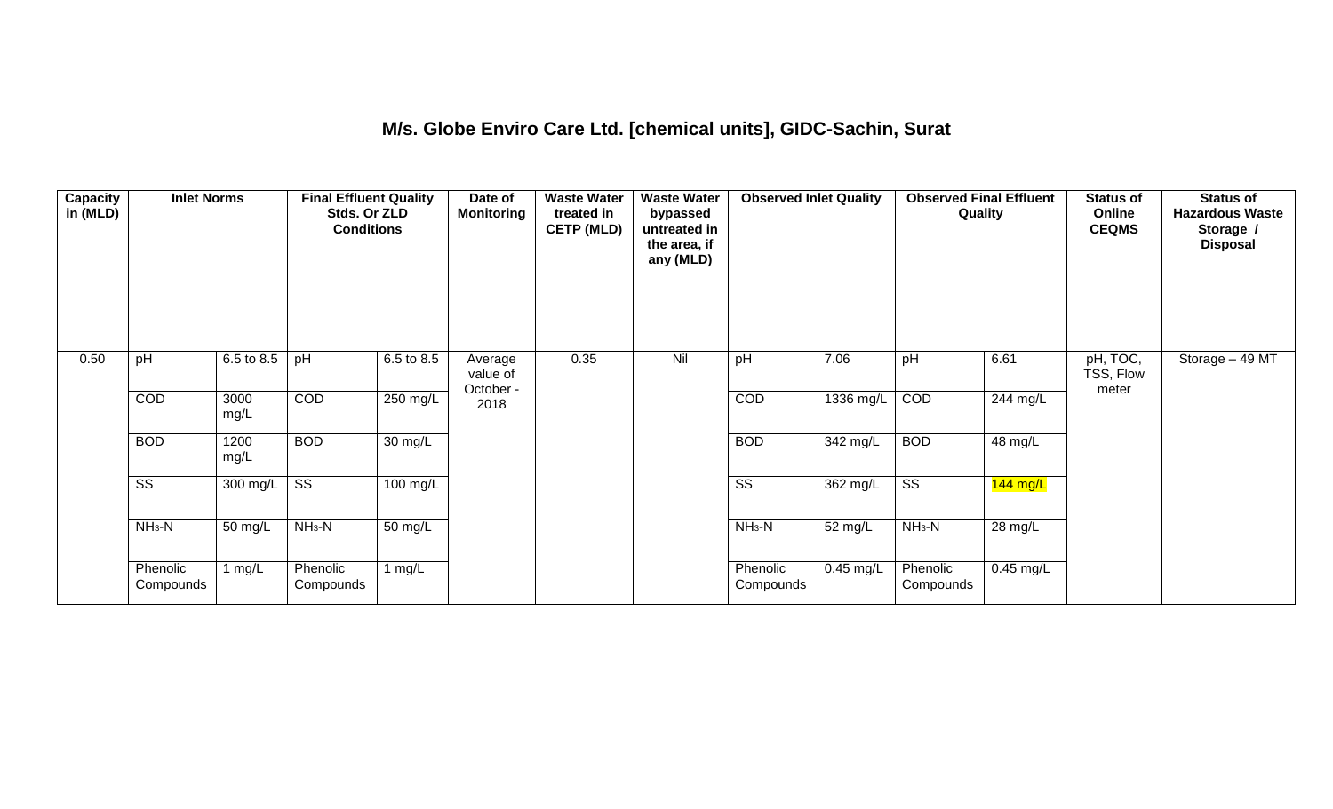## M/s. Globe Enviro Care Ltd. [chemical units], GIDC-Sachin, Surat

| Capacity in (MLD) | Inlet Norms | | Final Effluent Quality Stds. Or ZLD Conditions | | Date of Monitoring | Waste Water treated in CETP (MLD) | Waste Water bypassed untreated in the area, if any (MLD) | Observed Inlet Quality | | Observed Final Effluent Quality | | Status of Online CEQMS | Status of Hazardous Waste Storage / Disposal |
|---|---|---|---|---|---|---|---|---|---|---|---|---|---|
| 0.50 | pH | 6.5 to 8.5 | pH | 6.5 to 8.5 | Average value of October - 2018 | 0.35 | Nil | pH | 7.06 | pH | 6.61 | pH, TOC, TSS, Flow meter | Storage – 49 MT |
| | COD | 3000 mg/L | COD | 250 mg/L | | | | COD | 1336 mg/L | COD | 244 mg/L | | |
| | BOD | 1200 mg/L | BOD | 30 mg/L | | | | BOD | 342 mg/L | BOD | 48 mg/L | | |
| | SS | 300 mg/L | SS | 100 mg/L | | | | SS | 362 mg/L | SS | 144 mg/L | | |
| | $NH_3$-N | 50 mg/L | $NH_3$-N | 50 mg/L | | | | $NH_3$-N | 52 mg/L | $NH_3$-N | 28 mg/L | | |
| | Phenolic Compounds | 1 mg/L | Phenolic Compounds | 1 mg/L | | | | Phenolic Compounds | 0.45 mg/L | Phenolic Compounds | 0.45 mg/L | | |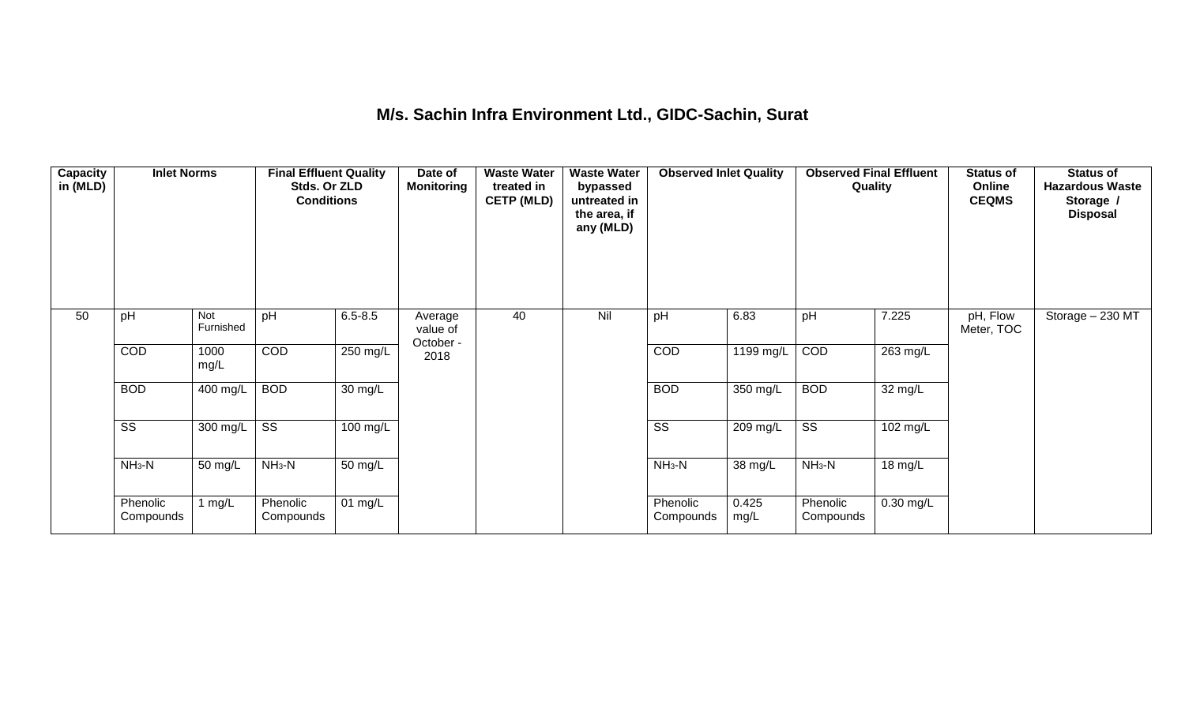# M/s. Sachin Infra Environment Ltd., GIDC-Sachin, Surat

| Capacity in (MLD) | Inlet Norms | | Final Effluent Quality Stds. Or ZLD Conditions | | Date of Monitoring | Waste Water treated in CETP (MLD) | Waste Water bypassed untreated in the area, if any (MLD) | Observed Inlet Quality | | Observed Final Effluent Quality | | Status of Online CEQMS | Status of Hazardous Waste Storage / Disposal |
|---|---|---|---|---|---|---|---|---|---|---|---|---|---|
| 50 | pH | Not Furnished | pH | 6.5-8.5 | Average value of October - 2018 | 40 | Nil | pH | 6.83 | pH | 7.225 | pH, Flow Meter, TOC | Storage – 230 MT |
| | COD | 1000 mg/L | COD | 250 mg/L | | | | COD | 1199 mg/L | COD | 263 mg/L | | |
| | BOD | 400 mg/L | BOD | 30 mg/L | | | | BOD | 350 mg/L | BOD | 32 mg/L | | |
| | SS | 300 mg/L | SS | 100 mg/L | | | | SS | 209 mg/L | SS | 102 mg/L | | |
| | $NH_3$-N | 50 mg/L | $NH_3$-N | 50 mg/L | | | | $NH_3$-N | 38 mg/L | $NH_3$-N | 18 mg/L | | |
| | Phenolic Compounds | 1 mg/L | Phenolic Compounds | 01 mg/L | | | | Phenolic Compounds | 0.425 mg/L | Phenolic Compounds | 0.30 mg/L | | |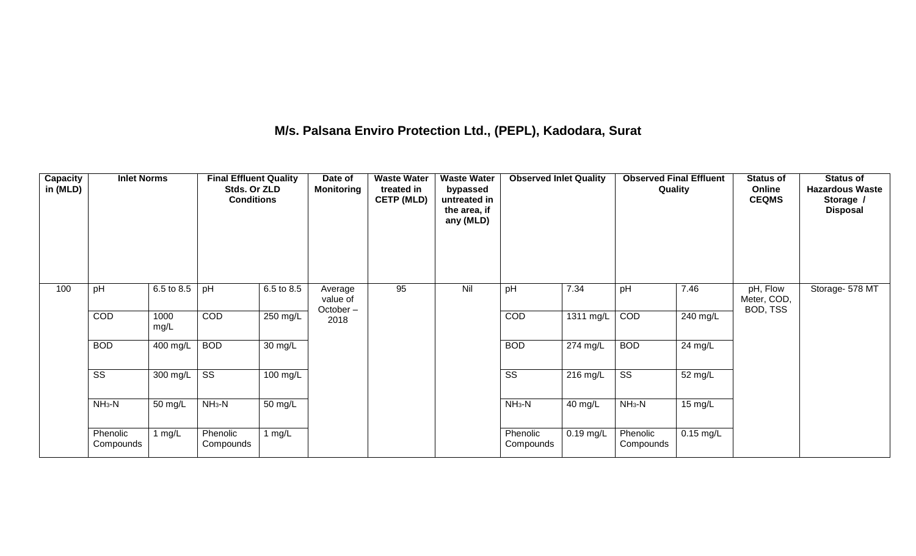## M/s. Palsana Enviro Protection Ltd., (PEPL), Kadodara, Surat

| Capacity in (MLD) | Inlet Norms | | Final Effluent Quality Stds. Or ZLD Conditions | | Date of Monitoring | Waste Water treated in CETP (MLD) | Waste Water bypassed untreated in the area, if any (MLD) | Observed Inlet Quality | | Observed Final Effluent Quality | | Status of Online CEQMS | Status of Hazardous Waste Storage / Disposal |
|---|---|---|---|---|---|---|---|---|---|---|---|---|---|
| 100 | pH | 6.5 to 8.5 | pH | 6.5 to 8.5 | Average value of October – 2018 | 95 | Nil | pH | 7.34 | pH | 7.46 | pH, Flow Meter, COD, BOD, TSS | Storage- 578 MT |
| | COD | 1000 mg/L | COD | 250 mg/L | | | | COD | 1311 mg/L | COD | 240 mg/L | | |
| | BOD | 400 mg/L | BOD | 30 mg/L | | | | BOD | 274 mg/L | BOD | 24 mg/L | | |
| | SS | 300 mg/L | SS | 100 mg/L | | | | SS | 216 mg/L | SS | 52 mg/L | | |
| | $NH_3$-N | 50 mg/L | $NH_3$-N | 50 mg/L | | | | $NH_3$-N | 40 mg/L | $NH_3$-N | 15 mg/L | | |
| | Phenolic Compounds | 1 mg/L | Phenolic Compounds | 1 mg/L | | | | Phenolic Compounds | 0.19 mg/L | Phenolic Compounds | 0.15 mg/L | | |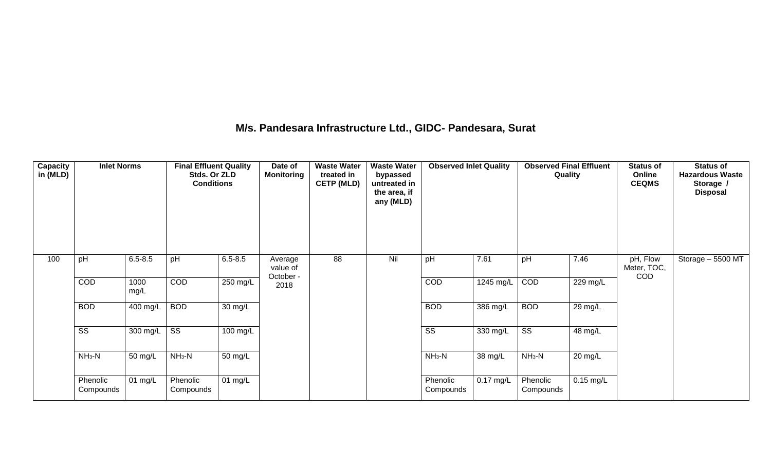## M/s. Pandesara Infrastructure Ltd., GIDC- Pandesara, Surat

| Capacity in (MLD) | Inlet Norms | | Final Effluent Quality Stds. Or ZLD Conditions | | Date of Monitoring | Waste Water treated in CETP (MLD) | Waste Water bypassed untreated in the area, if any (MLD) | Observed Inlet Quality | | Observed Final Effluent Quality | | Status of Online CEQMS | Status of Hazardous Waste Storage / Disposal |
|---|---|---|---|---|---|---|---|---|---|---|---|---|---|
| 100 | pH | 6.5-8.5 | pH | 6.5-8.5 | Average value of October - 2018 | 88 | Nil | pH | 7.61 | pH | 7.46 | pH, Flow Meter, TOC, COD | Storage – 5500 MT |
| | COD | 1000 mg/L | COD | 250 mg/L | | | | COD | 1245 mg/L | COD | 229 mg/L | | |
| | BOD | 400 mg/L | BOD | 30 mg/L | | | | BOD | 386 mg/L | BOD | 29 mg/L | | |
| | SS | 300 mg/L | SS | 100 mg/L | | | | SS | 330 mg/L | SS | 48 mg/L | | |
| | $NH_3$-N | 50 mg/L | $NH_3$-N | 50 mg/L | | | | $NH_3$-N | 38 mg/L | $NH_3$-N | 20 mg/L | | |
| | Phenolic Compounds | 01 mg/L | Phenolic Compounds | 01 mg/L | | | | Phenolic Compounds | 0.17 mg/L | Phenolic Compounds | 0.15 mg/L | | |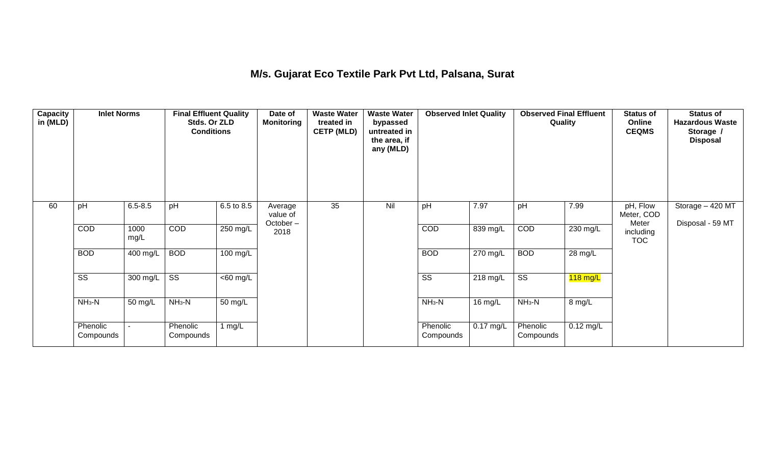# M/s. Gujarat Eco Textile Park Pvt Ltd, Palsana, Surat

| Capacity in (MLD) | Inlet Norms | | Final Effluent Quality Stds. Or ZLD Conditions | | Date of Monitoring | Waste Water treated in CETP (MLD) | Waste Water bypassed untreated in the area, if any (MLD) | Observed Inlet Quality | | Observed Final Effluent Quality | | Status of Online CEQMS | Status of Hazardous Waste Storage / Disposal |
|---|---|---|---|---|---|---|---|---|---|---|---|---|---|
| 60 | pH | 6.5-8.5 | pH | 6.5 to 8.5 | Average value of October – 2018 | 35 | Nil | pH | 7.97 | pH | 7.99 | pH, Flow Meter, COD Meter including TOC | Storage – 420 MT<br>Disposal - 59 MT |
| | COD | 1000 mg/L | COD | 250 mg/L | | | | COD | 839 mg/L | COD | 230 mg/L | | |
| | BOD | 400 mg/L | BOD | 100 mg/L | | | | BOD | 270 mg/L | BOD | 28 mg/L | | |
| | SS | 300 mg/L | SS | <60 mg/L | | | | SS | 218 mg/L | SS | 118 mg/L | | |
| | $NH_3$-N | 50 mg/L | $NH_3$-N | 50 mg/L | | | | $NH_3$-N | 16 mg/L | $NH_3$-N | 8 mg/L | | |
| | Phenolic Compounds | - | Phenolic Compounds | 1 mg/L | | | | Phenolic Compounds | 0.17 mg/L | Phenolic Compounds | 0.12 mg/L | | |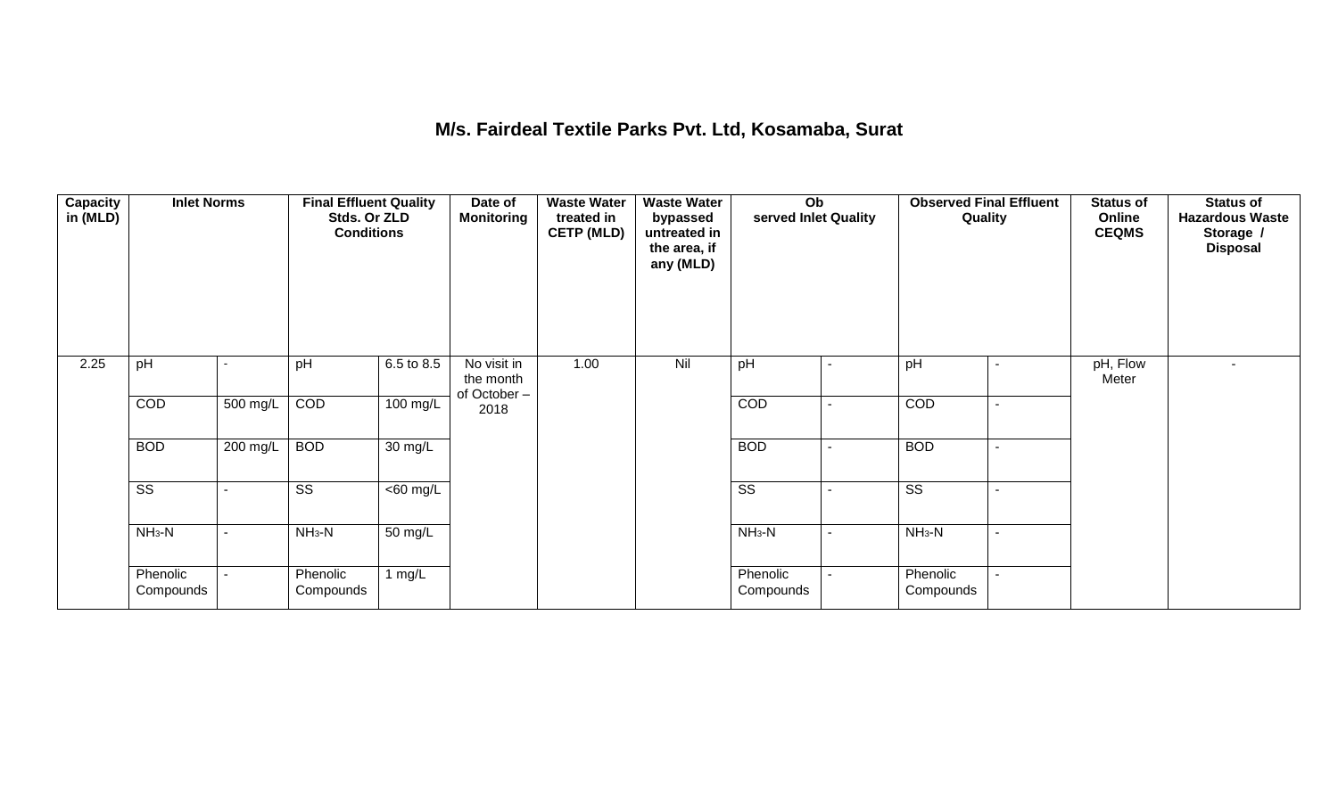# M/s. Fairdeal Textile Parks Pvt. Ltd, Kosamaba, Surat

| Capacity in (MLD) | Inlet Norms | | Final Effluent Quality Stds. Or ZLD Conditions | | Date of Monitoring | Waste Water treated in CETP (MLD) | Waste Water bypassed untreated in the area, if any (MLD) | Observed Inlet Quality | | Observed Final Effluent Quality | | Status of Online CEQMS | Status of Hazardous Waste Storage / Disposal |
|---|---|---|---|---|---|---|---|---|---|---|---|---|---|
| 2.25 | pH | - | pH | 6.5 to 8.5 | No visit in the month of October – 2018 | 1.00 | Nil | pH | - | pH | - | pH, Flow Meter | - |
| | COD | 500 mg/L | COD | 100 mg/L | | | | COD | - | COD | - | | |
| | BOD | 200 mg/L | BOD | 30 mg/L | | | | BOD | - | BOD | - | | |
| | SS | - | SS | <60 mg/L | | | | SS | - | SS | - | | |
| | $NH_3$-N | - | $NH_3$-N | 50 mg/L | | | | $NH_3$-N | - | $NH_3$-N | - | | |
| | Phenolic Compounds | - | Phenolic Compounds | 1 mg/L | | | | Phenolic Compounds | - | Phenolic Compounds | - | | |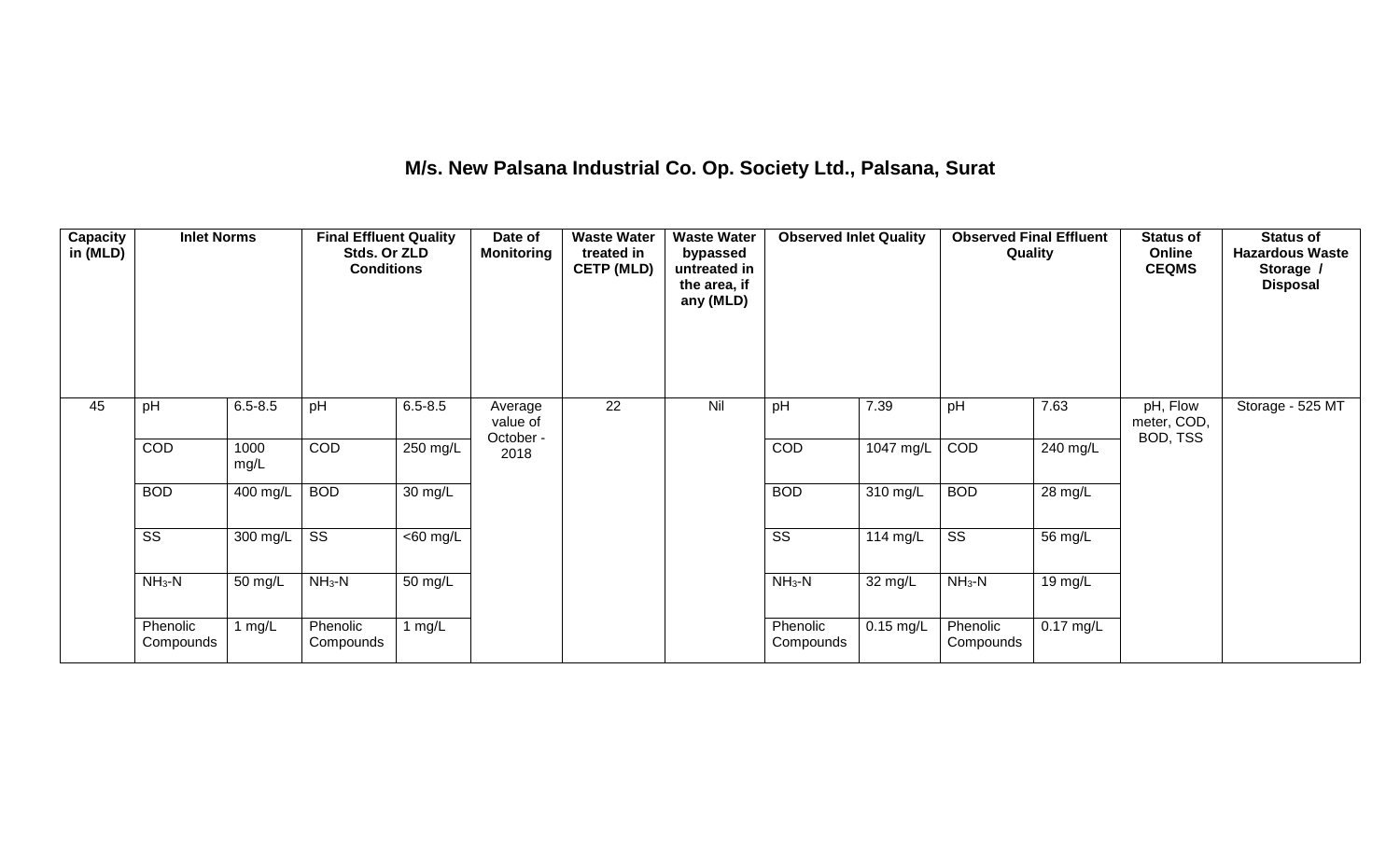**M/s. New Palsana Industrial Co. Op. Society Ltd., Palsana, Surat**

| Capacity in (MLD) | Inlet Norms | | Final Effluent Quality Stds. Or ZLD Conditions | | Date of Monitoring | Waste Water treated in CETP (MLD) | Waste Water bypassed untreated in the area, if any (MLD) | Observed Inlet Quality | | Observed Final Effluent Quality | | Status of Online CEQMS | Status of Hazardous Waste Storage / Disposal |
|---|---|---|---|---|---|---|---|---|---|---|---|---|---|
| 45 | pH | 6.5-8.5 | pH | 6.5-8.5 | Average value of October - 2018 | 22 | Nil | pH | 7.39 | pH | 7.63 | pH, Flow meter, COD, BOD, TSS | Storage - 525 MT |
| | COD | 1000 mg/L | COD | 250 mg/L | | | | COD | 1047 mg/L | COD | 240 mg/L | | |
| | BOD | 400 mg/L | BOD | 30 mg/L | | | | BOD | 310 mg/L | BOD | 28 mg/L | | |
| | SS | 300 mg/L | SS | <60 mg/L | | | | SS | 114 mg/L | SS | 56 mg/L | | |
| | $NH_3$-N | 50 mg/L | $NH_3$-N | 50 mg/L | | | | $NH_3$-N | 32 mg/L | $NH_3$-N | 19 mg/L | | |
| | Phenolic Compounds | 1 mg/L | Phenolic Compounds | 1 mg/L | | | | Phenolic Compounds | 0.15 mg/L | Phenolic Compounds | 0.17 mg/L | | |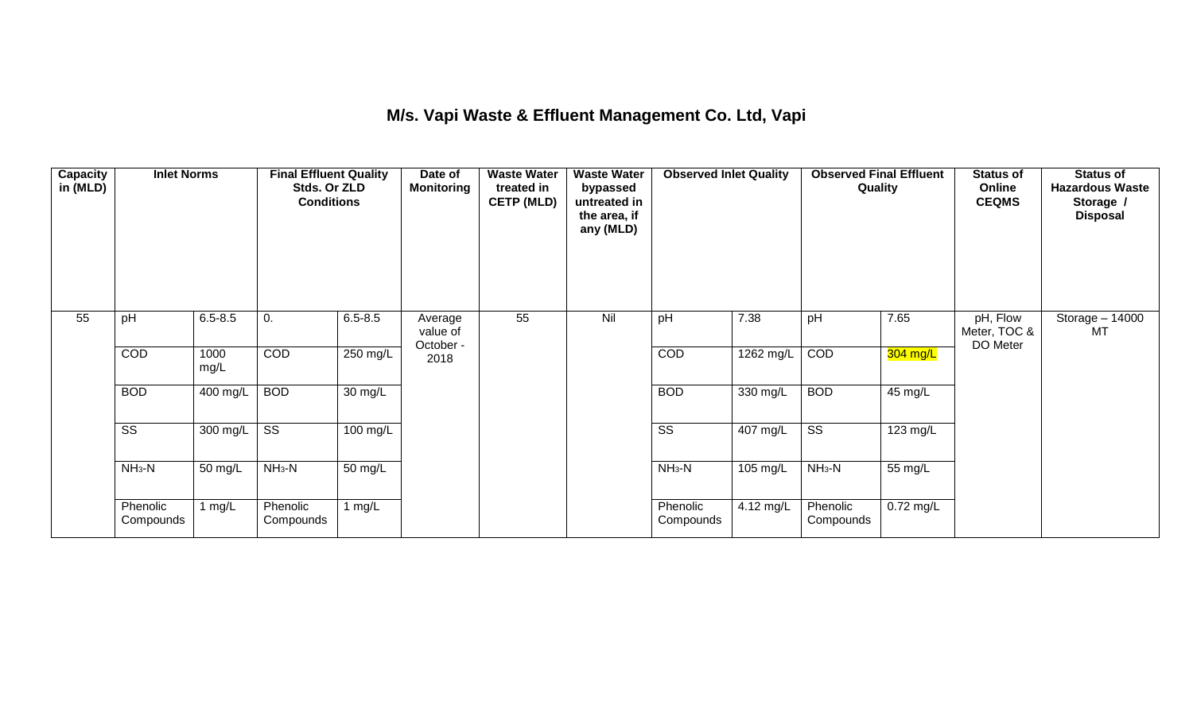# M/s. Vapi Waste & Effluent Management Co. Ltd, Vapi

| Capacity in (MLD) | Inlet Norms | | Final Effluent Quality Stds. Or ZLD Conditions | | Date of Monitoring | Waste Water treated in CETP (MLD) | Waste Water bypassed untreated in the area, if any (MLD) | Observed Inlet Quality | | Observed Final Effluent Quality | | Status of Online CEQMS | Status of Hazardous Waste Storage / Disposal |
|---|---|---|---|---|---|---|---|---|---|---|---|---|---|
| 55 | pH | 6.5-8.5 | 0. | 6.5-8.5 | Average value of October - 2018 | 55 | Nil | pH | 7.38 | pH | 7.65 | pH, Flow Meter, TOC & DO Meter | Storage – 14000 MT |
| | COD | 1000 mg/L | COD | 250 mg/L | | | | COD | 1262 mg/L | COD | 304 mg/L | | |
| | BOD | 400 mg/L | BOD | 30 mg/L | | | | BOD | 330 mg/L | BOD | 45 mg/L | | |
| | SS | 300 mg/L | SS | 100 mg/L | | | | SS | 407 mg/L | SS | 123 mg/L | | |
| | $NH_3$-N | 50 mg/L | $NH_3$-N | 50 mg/L | | | | $NH_3$-N | 105 mg/L | $NH_3$-N | 55 mg/L | | |
| | Phenolic Compounds | 1 mg/L | Phenolic Compounds | 1 mg/L | | | | Phenolic Compounds | 4.12 mg/L | Phenolic Compounds | 0.72 mg/L | | |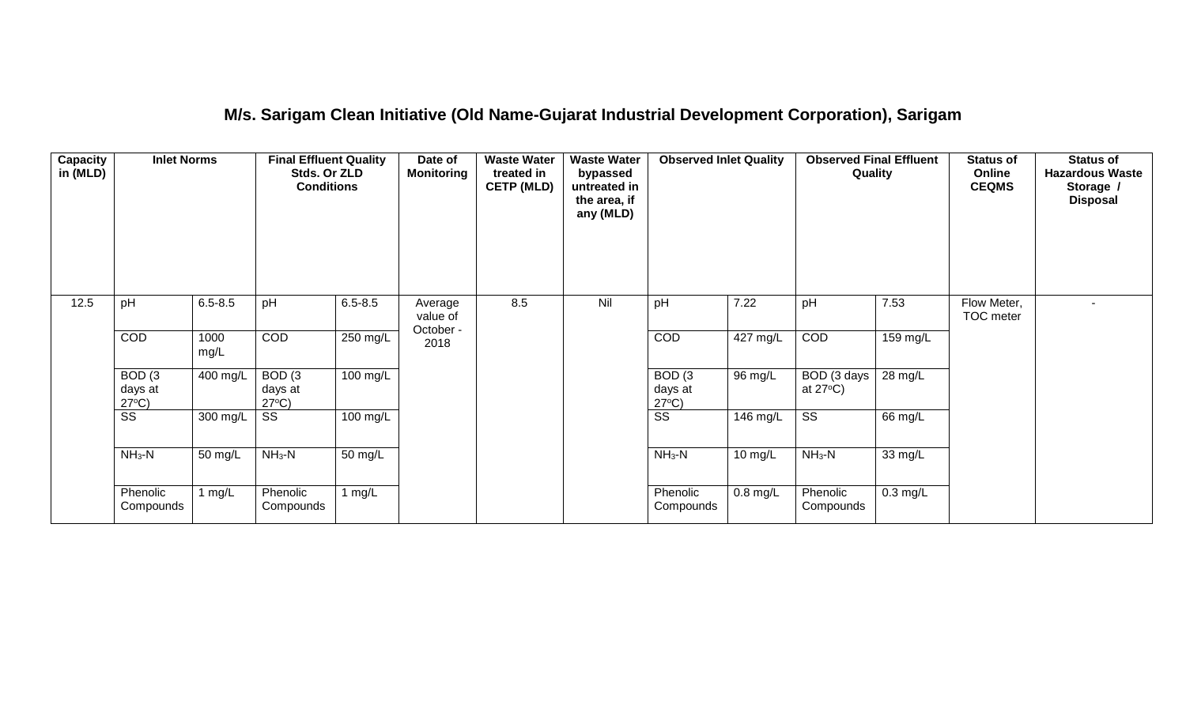## M/s. Sarigam Clean Initiative (Old Name-Gujarat Industrial Development Corporation), Sarigam

| Capacity in (MLD) | Inlet Norms | | Final Effluent Quality Stds. Or ZLD Conditions | | Date of Monitoring | Waste Water treated in CETP (MLD) | Waste Water bypassed untreated in the area, if any (MLD) | Observed Inlet Quality | | Observed Final Effluent Quality | | Status of Online CEQMS | Status of Hazardous Waste Storage / Disposal |
|---|---|---|---|---|---|---|---|---|---|---|---|---|---|
| 12.5 | pH | 6.5-8.5 | pH | 6.5-8.5 | Average value of October - 2018 | 8.5 | Nil | pH | 7.22 | pH | 7.53 | Flow Meter, TOC meter | - |
| | COD | 1000 mg/L | COD | 250 mg/L | | | | COD | 427 mg/L | COD | 159 mg/L | | |
| | BOD (3 days at 27°C) | 400 mg/L | BOD (3 days at 27°C) | 100 mg/L | | | | BOD (3 days at 27°C) | 96 mg/L | BOD (3 days at 27°C) | 28 mg/L | | |
| | SS | 300 mg/L | SS | 100 mg/L | | | | SS | 146 mg/L | SS | 66 mg/L | | |
| | $NH_3$-N | 50 mg/L | $NH_3$-N | 50 mg/L | | | | $NH_3$-N | 10 mg/L | $NH_3$-N | 33 mg/L | | |
| | Phenolic Compounds | 1 mg/L | Phenolic Compounds | 1 mg/L | | | | Phenolic Compounds | 0.8 mg/L | Phenolic Compounds | 0.3 mg/L | | |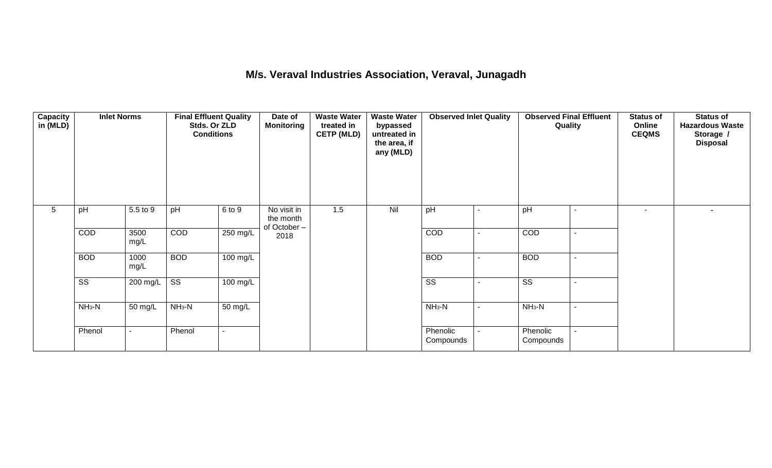# M/s. Veraval Industries Association, Veraval, Junagadh

| Capacity in (MLD) | Inlet Norms | | Final Effluent Quality Stds. Or ZLD Conditions | | Date of Monitoring | Waste Water treated in CETP (MLD) | Waste Water bypassed untreated in the area, if any (MLD) | Observed Inlet Quality | | Observed Final Effluent Quality | | Status of Online CEQMS | Status of Hazardous Waste Storage / Disposal |
|---|---|---|---|---|---|---|---|---|---|---|---|---|---|
| 5 | pH | 5.5 to 9 | pH | 6 to 9 | No visit in the month of October – 2018 | 1.5 | Nil | pH | - | pH | - | - | - |
| | COD | 3500 mg/L | COD | 250 mg/L | | | | COD | - | COD | - | | |
| | BOD | 1000 mg/L | BOD | 100 mg/L | | | | BOD | - | BOD | - | | |
| | SS | 200 mg/L | SS | 100 mg/L | | | | SS | - | SS | - | | |
| | $NH_3$-N | 50 mg/L | $NH_3$-N | 50 mg/L | | | | $NH_3$-N | - | $NH_3$-N | - | | |
| | Phenol | - | Phenol | - | | | | Phenolic Compounds | - | Phenolic Compounds | - | | |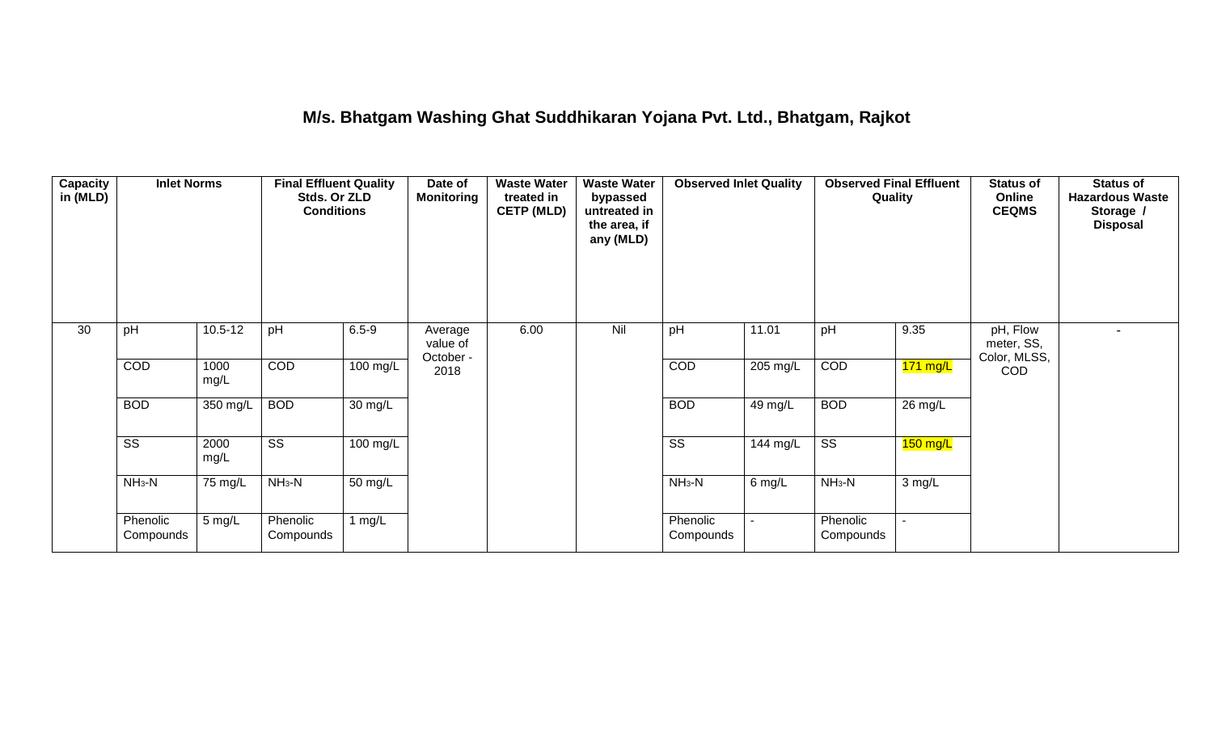## M/s. Bhatgam Washing Ghat Suddhikaran Yojana Pvt. Ltd., Bhatgam, Rajkot

| Capacity in (MLD) | Inlet Norms | | Final Effluent Quality Stds. Or ZLD Conditions | | Date of Monitoring | Waste Water treated in CETP (MLD) | Waste Water bypassed untreated in the area, if any (MLD) | Observed Inlet Quality | | Observed Final Effluent Quality | | Status of Online CEQMS | Status of Hazardous Waste Storage / Disposal |
|---|---|---|---|---|---|---|---|---|---|---|---|---|---|
| 30 | pH | 10.5-12 | pH | 6.5-9 | Average value of October - 2018 | 6.00 | Nil | pH | 11.01 | pH | 9.35 | pH, Flow meter, SS, Color, MLSS, COD | - |
| | COD | 1000 mg/L | COD | 100 mg/L | | | | COD | 205 mg/L | COD | 171 mg/L | | |
| | BOD | 350 mg/L | BOD | 30 mg/L | | | | BOD | 49 mg/L | BOD | 26 mg/L | | |
| | SS | 2000 mg/L | SS | 100 mg/L | | | | SS | 144 mg/L | SS | 150 mg/L | | |
| | $NH_3$-N | 75 mg/L | $NH_3$-N | 50 mg/L | | | | $NH_3$-N | 6 mg/L | $NH_3$-N | 3 mg/L | | |
| | Phenolic Compounds | 5 mg/L | Phenolic Compounds | 1 mg/L | | | | Phenolic Compounds | - | Phenolic Compounds | - | | |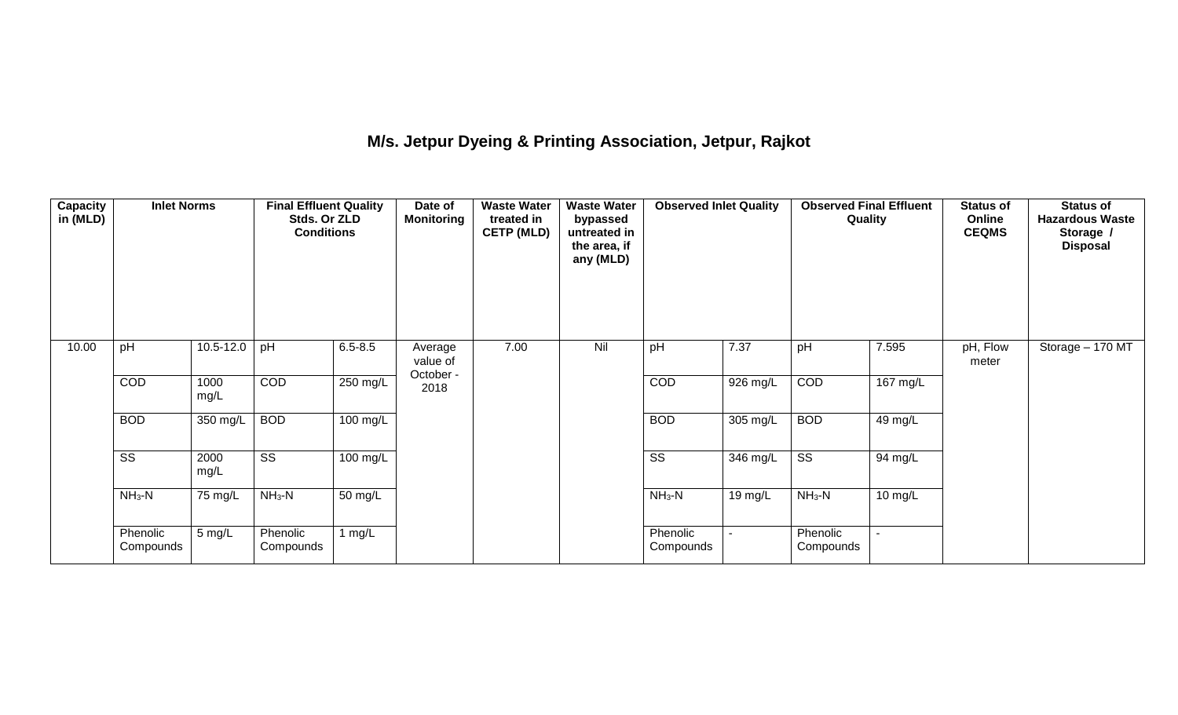# M/s. Jetpur Dyeing & Printing Association, Jetpur, Rajkot

| Capacity in (MLD) | Inlet Norms | | Final Effluent Quality Stds. Or ZLD Conditions | | Date of Monitoring | Waste Water treated in CETP (MLD) | Waste Water bypassed untreated in the area, if any (MLD) | Observed Inlet Quality | | Observed Final Effluent Quality | | Status of Online CEQMS | Status of Hazardous Waste Storage / Disposal |
|---|---|---|---|---|---|---|---|---|---|---|---|---|---|
| 10.00 | pH | 10.5-12.0 | pH | 6.5-8.5 | Average value of October - 2018 | 7.00 | Nil | pH | 7.37 | pH | 7.595 | pH, Flow meter | Storage – 170 MT |
| | COD | 1000 mg/L | COD | 250 mg/L | | | | COD | 926 mg/L | COD | 167 mg/L | | |
| | BOD | 350 mg/L | BOD | 100 mg/L | | | | BOD | 305 mg/L | BOD | 49 mg/L | | |
| | SS | 2000 mg/L | SS | 100 mg/L | | | | SS | 346 mg/L | SS | 94 mg/L | | |
| | $NH_3$-N | 75 mg/L | $NH_3$-N | 50 mg/L | | | | $NH_3$-N | 19 mg/L | $NH_3$-N | 10 mg/L | | |
| | Phenolic Compounds | 5 mg/L | Phenolic Compounds | 1 mg/L | | | | Phenolic Compounds | - | Phenolic Compounds | - | | |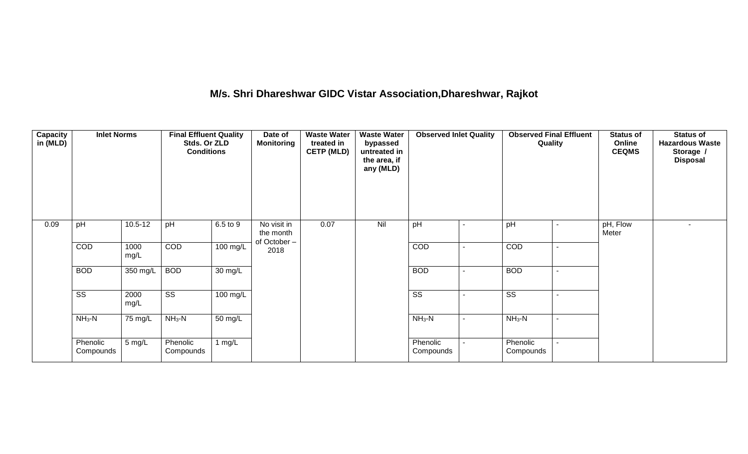## M/s. Shri Dhareshwar GIDC Vistar Association,Dhareshwar, Rajkot

| Capacity in (MLD) | Inlet Norms | | Final Effluent Quality Stds. Or ZLD Conditions | | Date of Monitoring | Waste Water treated in CETP (MLD) | Waste Water bypassed untreated in the area, if any (MLD) | Observed Inlet Quality | | Observed Final Effluent Quality | | Status of Online CEQMS | Status of Hazardous Waste Storage / Disposal |
|---|---|---|---|---|---|---|---|---|---|---|---|---|---|
| 0.09 | pH | 10.5-12 | pH | 6.5 to 9 | No visit in the month of October – 2018 | 0.07 | Nil | pH | - | pH | - | pH, Flow Meter | - |
| | COD | 1000 mg/L | COD | 100 mg/L | | | | COD | - | COD | - | | |
| | BOD | 350 mg/L | BOD | 30 mg/L | | | | BOD | - | BOD | - | | |
| | SS | 2000 mg/L | SS | 100 mg/L | | | | SS | - | SS | - | | |
| | $NH_3$-N | 75 mg/L | $NH_3$-N | 50 mg/L | | | | $NH_3$-N | - | $NH_3$-N | - | | |
| | Phenolic Compounds | 5 mg/L | Phenolic Compounds | 1 mg/L | | | | Phenolic Compounds | - | Phenolic Compounds | - | | |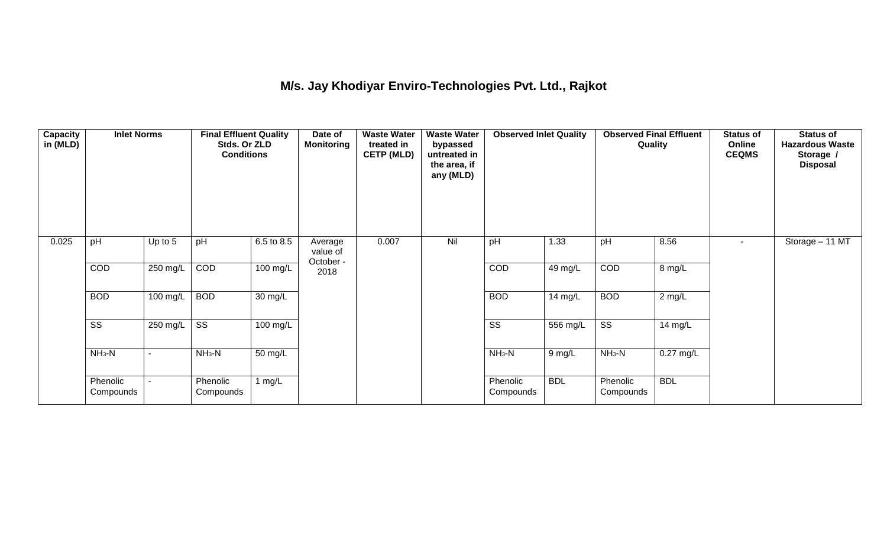# M/s. Jay Khodiyar Enviro-Technologies Pvt. Ltd., Rajkot

| Capacity in (MLD) | Inlet Norms | | Final Effluent Quality Stds. Or ZLD Conditions | | Date of Monitoring | Waste Water treated in CETP (MLD) | Waste Water bypassed untreated in the area, if any (MLD) | Observed Inlet Quality | | Observed Final Effluent Quality | | Status of Online CEQMS | Status of Hazardous Waste Storage / Disposal |
|---|---|---|---|---|---|---|---|---|---|---|---|---|---|
| 0.025 | pH | Up to 5 | pH | 6.5 to 8.5 | Average value of October - 2018 | 0.007 | Nil | pH | 1.33 | pH | 8.56 | - | Storage – 11 MT |
| | COD | 250 mg/L | COD | 100 mg/L | | | | COD | 49 mg/L | COD | 8 mg/L | | |
| | BOD | 100 mg/L | BOD | 30 mg/L | | | | BOD | 14 mg/L | BOD | 2 mg/L | | |
| | SS | 250 mg/L | SS | 100 mg/L | | | | SS | 556 mg/L | SS | 14 mg/L | | |
| | $NH_3$-N | - | $NH_3$-N | 50 mg/L | | | | $NH_3$-N | 9 mg/L | $NH_3$-N | 0.27 mg/L | | |
| | Phenolic Compounds | - | Phenolic Compounds | 1 mg/L | | | | Phenolic Compounds | BDL | Phenolic Compounds | BDL | | |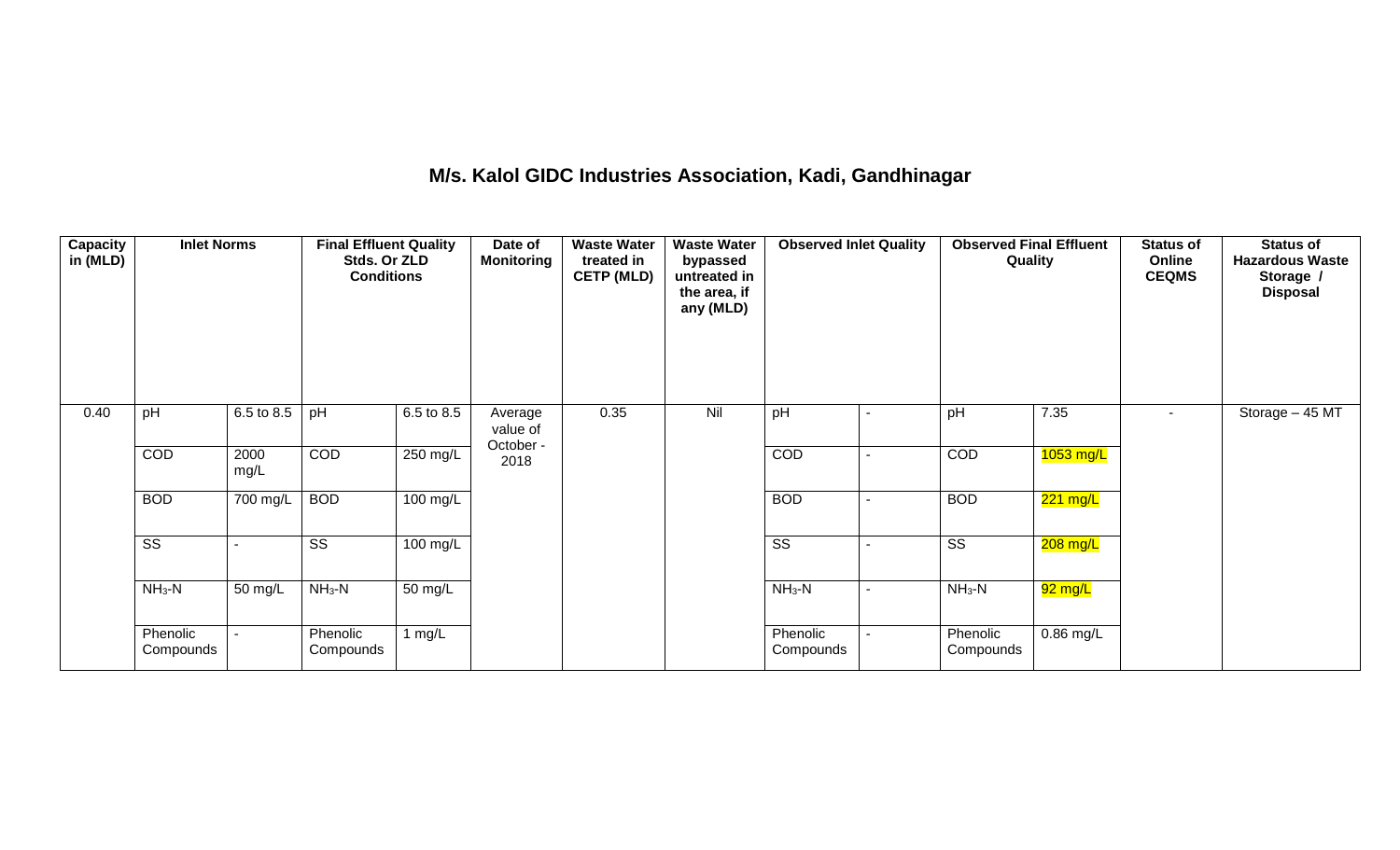# M/s. Kalol GIDC Industries Association, Kadi, Gandhinagar

| Capacity in (MLD) | Inlet Norms | | Final Effluent Quality Stds. Or ZLD Conditions | | Date of Monitoring | Waste Water treated in CETP (MLD) | Waste Water bypassed untreated in the area, if any (MLD) | Observed Inlet Quality | | Observed Final Effluent Quality | | Status of Online CEQMS | Status of Hazardous Waste Storage / Disposal |
|---|---|---|---|---|---|---|---|---|---|---|---|---|---|
| 0.40 | pH | 6.5 to 8.5 | pH | 6.5 to 8.5 | Average value of October - 2018 | 0.35 | Nil | pH | - | pH | 7.35 | - | Storage – 45 MT |
| | COD | 2000 mg/L | COD | 250 mg/L | | | | COD | - | COD | 1053 mg/L | | |
| | BOD | 700 mg/L | BOD | 100 mg/L | | | | BOD | - | BOD | 221 mg/L | | |
| | SS | - | SS | 100 mg/L | | | | SS | - | SS | 208 mg/L | | |
| | $NH_3$-N | 50 mg/L | $NH_3$-N | 50 mg/L | | | | $NH_3$-N | - | $NH_3$-N | 92 mg/L | | |
| | Phenolic Compounds | - | Phenolic Compounds | 1 mg/L | | | | Phenolic Compounds | - | Phenolic Compounds | 0.86 mg/L | | |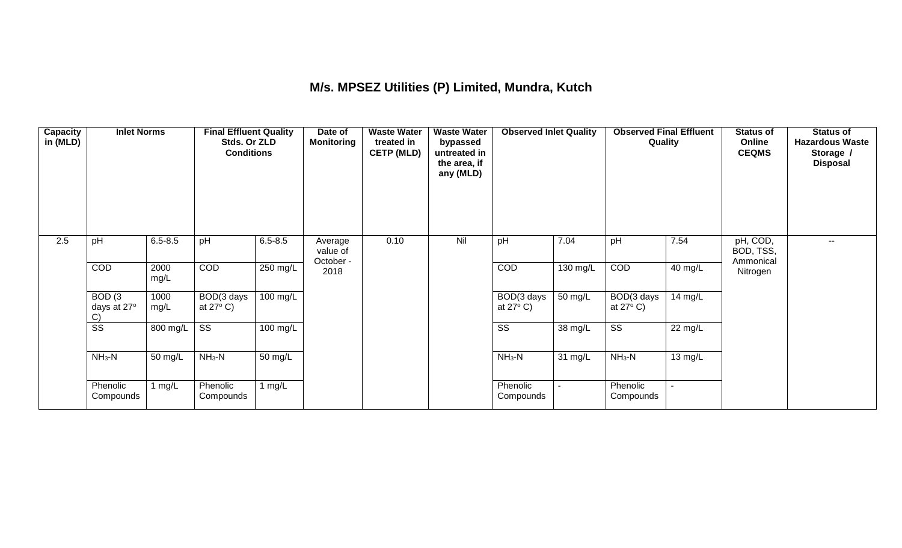## M/s. MPSEZ Utilities (P) Limited, Mundra, Kutch

| Capacity in (MLD) | Inlet Norms | | Final Effluent Quality Stds. Or ZLD Conditions | | Date of Monitoring | Waste Water treated in CETP (MLD) | Waste Water bypassed untreated in the area, if any (MLD) | Observed Inlet Quality | | Observed Final Effluent Quality | | Status of Online CEQMS | Status of Hazardous Waste Storage / Disposal |
|---|---|---|---|---|---|---|---|---|---|---|---|---|---|
| 2.5 | pH | 6.5-8.5 | pH | 6.5-8.5 | Average value of October - 2018 | 0.10 | Nil | pH | 7.04 | pH | 7.54 | pH, COD, BOD, TSS, Ammonical Nitrogen | -- |
| | COD | 2000 mg/L | COD | 250 mg/L | | | | COD | 130 mg/L | COD | 40 mg/L | | |
| | BOD (3 days at 27° C) | 1000 mg/L | BOD(3 days at 27° C) | 100 mg/L | | | | BOD(3 days at 27° C) | 50 mg/L | BOD(3 days at 27° C) | 14 mg/L | | |
| | SS | 800 mg/L | SS | 100 mg/L | | | | SS | 38 mg/L | SS | 22 mg/L | | |
| | $NH_3$-N | 50 mg/L | $NH_3$-N | 50 mg/L | | | | $NH_3$-N | 31 mg/L | $NH_3$-N | 13 mg/L | | |
| | Phenolic Compounds | 1 mg/L | Phenolic Compounds | 1 mg/L | | | | Phenolic Compounds | - | Phenolic Compounds | - | | |